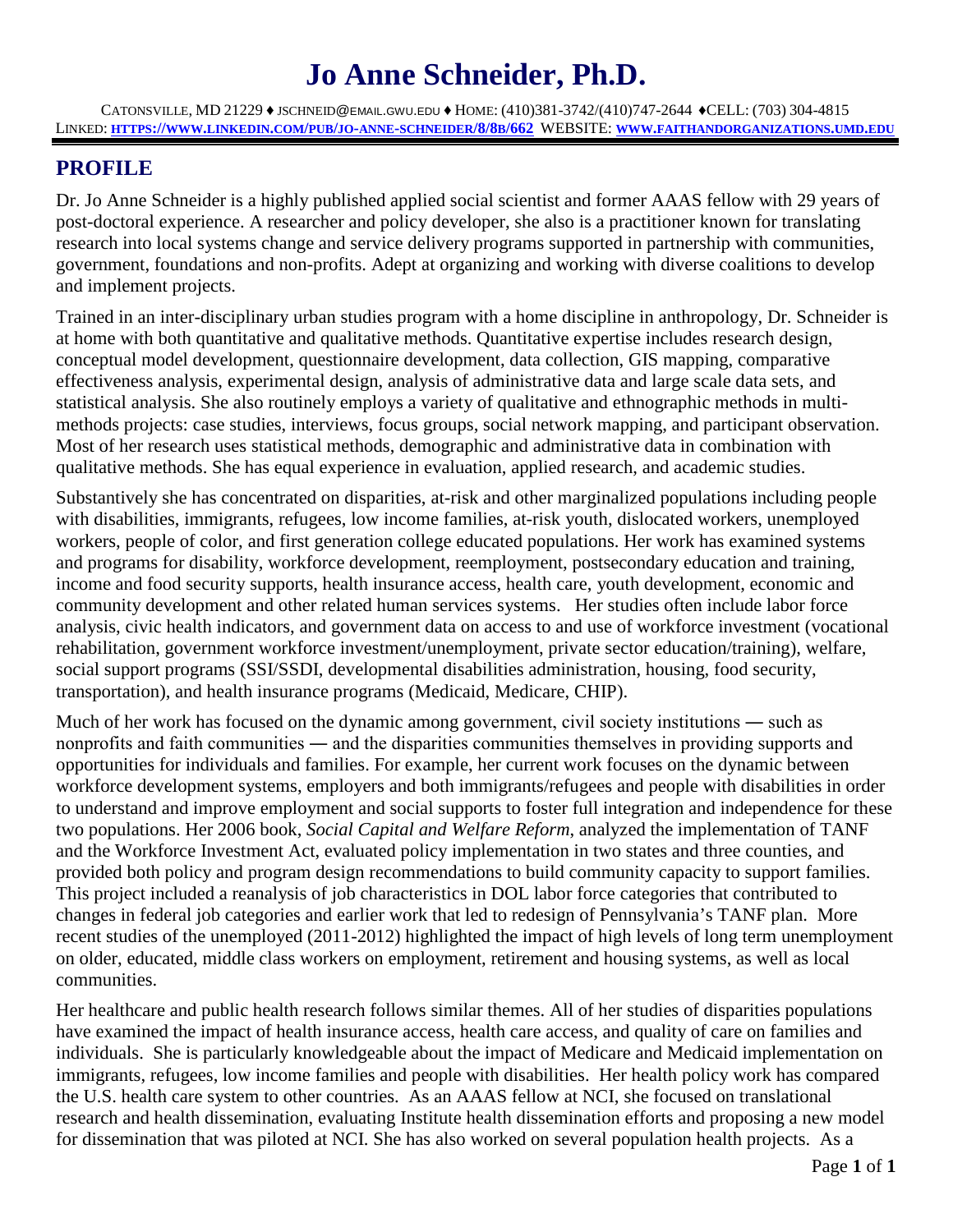# Jo Anne Schneider, Ph.D.

CATONSVILLE, MD 21229 ♦ JSCHNEID@EMAIL.GWU.EDU ♦ HOME: (410)381-3742/(410)747-2644 ♦CELL: (703) 304-4815
LINKED: HTTPS://WWW.LINKEDIN.COM/PUB/JO-ANNE-SCHNEIDER/8/8B/662 WEBSITE: WWW.FAITHANDORGANIZATIONS.UMD.EDU

## PROFILE

Dr. Jo Anne Schneider is a highly published applied social scientist and former AAAS fellow with 29 years of post-doctoral experience. A researcher and policy developer, she also is a practitioner known for translating research into local systems change and service delivery programs supported in partnership with communities, government, foundations and non-profits. Adept at organizing and working with diverse coalitions to develop and implement projects.

Trained in an inter-disciplinary urban studies program with a home discipline in anthropology, Dr. Schneider is at home with both quantitative and qualitative methods. Quantitative expertise includes research design, conceptual model development, questionnaire development, data collection, GIS mapping, comparative effectiveness analysis, experimental design, analysis of administrative data and large scale data sets, and statistical analysis. She also routinely employs a variety of qualitative and ethnographic methods in multi-methods projects: case studies, interviews, focus groups, social network mapping, and participant observation. Most of her research uses statistical methods, demographic and administrative data in combination with qualitative methods. She has equal experience in evaluation, applied research, and academic studies.

Substantively she has concentrated on disparities, at-risk and other marginalized populations including people with disabilities, immigrants, refugees, low income families, at-risk youth, dislocated workers, unemployed workers, people of color, and first generation college educated populations. Her work has examined systems and programs for disability, workforce development, reemployment, postsecondary education and training, income and food security supports, health insurance access, health care, youth development, economic and community development and other related human services systems. Her studies often include labor force analysis, civic health indicators, and government data on access to and use of workforce investment (vocational rehabilitation, government workforce investment/unemployment, private sector education/training), welfare, social support programs (SSI/SSDI, developmental disabilities administration, housing, food security, transportation), and health insurance programs (Medicaid, Medicare, CHIP).

Much of her work has focused on the dynamic among government, civil society institutions — such as nonprofits and faith communities — and the disparities communities themselves in providing supports and opportunities for individuals and families. For example, her current work focuses on the dynamic between workforce development systems, employers and both immigrants/refugees and people with disabilities in order to understand and improve employment and social supports to foster full integration and independence for these two populations. Her 2006 book, *Social Capital and Welfare Reform*, analyzed the implementation of TANF and the Workforce Investment Act, evaluated policy implementation in two states and three counties, and provided both policy and program design recommendations to build community capacity to support families. This project included a reanalysis of job characteristics in DOL labor force categories that contributed to changes in federal job categories and earlier work that led to redesign of Pennsylvania's TANF plan. More recent studies of the unemployed (2011-2012) highlighted the impact of high levels of long term unemployment on older, educated, middle class workers on employment, retirement and housing systems, as well as local communities.

Her healthcare and public health research follows similar themes. All of her studies of disparities populations have examined the impact of health insurance access, health care access, and quality of care on families and individuals. She is particularly knowledgeable about the impact of Medicare and Medicaid implementation on immigrants, refugees, low income families and people with disabilities. Her health policy work has compared the U.S. health care system to other countries. As an AAAS fellow at NCI, she focused on translational research and health dissemination, evaluating Institute health dissemination efforts and proposing a new model for dissemination that was piloted at NCI. She has also worked on several population health projects. As a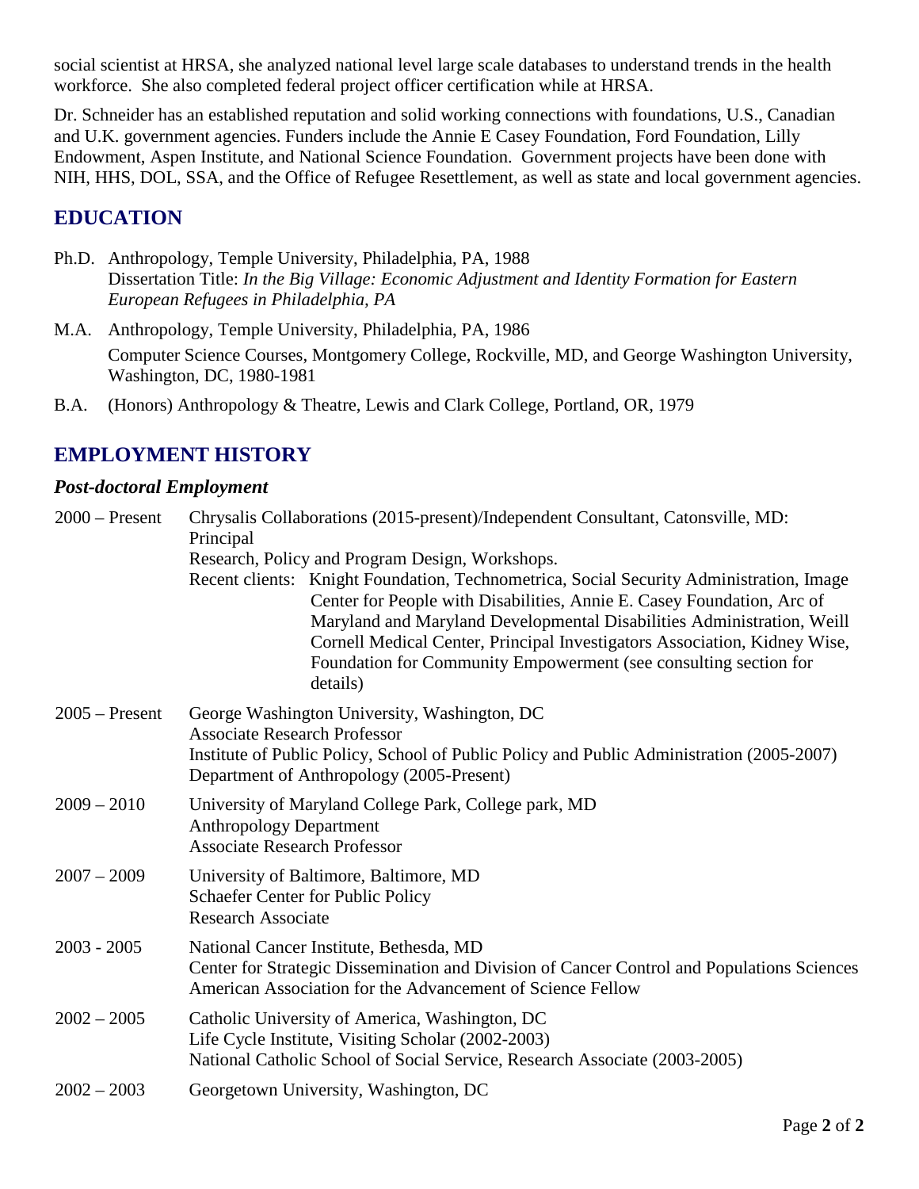social scientist at HRSA, she analyzed national level large scale databases to understand trends in the health workforce. She also completed federal project officer certification while at HRSA.

Dr. Schneider has an established reputation and solid working connections with foundations, U.S., Canadian and U.K. government agencies. Funders include the Annie E Casey Foundation, Ford Foundation, Lilly Endowment, Aspen Institute, and National Science Foundation. Government projects have been done with NIH, HHS, DOL, SSA, and the Office of Refugee Resettlement, as well as state and local government agencies.

## EDUCATION

Ph.D. Anthropology, Temple University, Philadelphia, PA, 1988
Dissertation Title: *In the Big Village: Economic Adjustment and Identity Formation for Eastern European Refugees in Philadelphia, PA*

M.A. Anthropology, Temple University, Philadelphia, PA, 1986
Computer Science Courses, Montgomery College, Rockville, MD, and George Washington University, Washington, DC, 1980-1981

B.A. (Honors) Anthropology & Theatre, Lewis and Clark College, Portland, OR, 1979

## EMPLOYMENT HISTORY

### *Post-doctoral Employment*

**2000 – Present**
Chrysalis Collaborations (2015-present)/Independent Consultant, Catonsville, MD: Principal
Research, Policy and Program Design, Workshops.
Recent clients: Knight Foundation, Technometrica, Social Security Administration, Image Center for People with Disabilities, Annie E. Casey Foundation, Arc of Maryland and Maryland Developmental Disabilities Administration, Weill Cornell Medical Center, Principal Investigators Association, Kidney Wise, Foundation for Community Empowerment (see consulting section for details)

**2005 – Present**
George Washington University, Washington, DC
Associate Research Professor
Institute of Public Policy, School of Public Policy and Public Administration (2005-2007)
Department of Anthropology (2005-Present)

**2009 – 2010**
University of Maryland College Park, College park, MD
Anthropology Department
Associate Research Professor

**2007 – 2009**
University of Baltimore, Baltimore, MD
Schaefer Center for Public Policy
Research Associate

**2003 - 2005**
National Cancer Institute, Bethesda, MD
Center for Strategic Dissemination and Division of Cancer Control and Populations Sciences
American Association for the Advancement of Science Fellow

**2002 – 2005**
Catholic University of America, Washington, DC
Life Cycle Institute, Visiting Scholar (2002-2003)
National Catholic School of Social Service, Research Associate (2003-2005)

**2002 – 2003**
Georgetown University, Washington, DC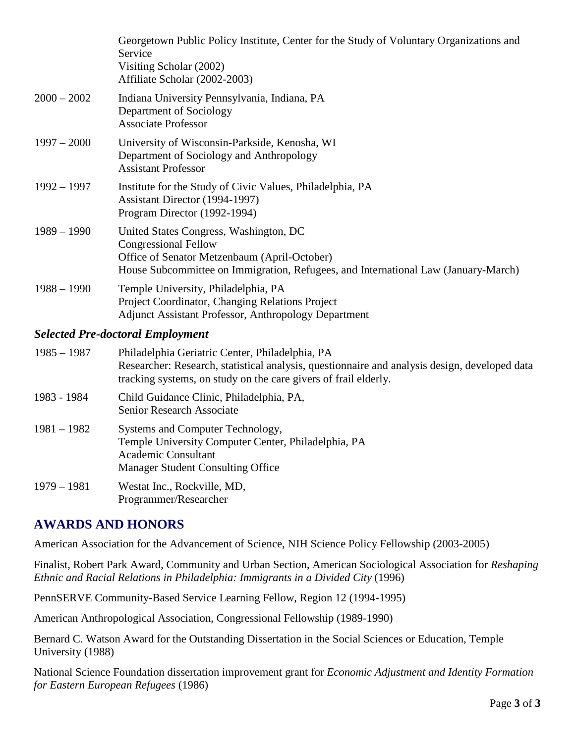| | |
|---|---|
| | Georgetown Public Policy Institute, Center for the Study of Voluntary Organizations and Service<br>Visiting Scholar (2002)<br>Affiliate Scholar (2002-2003) |
| 2000 – 2002 | Indiana University Pennsylvania, Indiana, PA<br>Department of Sociology<br>Associate Professor |
| 1997 – 2000 | University of Wisconsin-Parkside, Kenosha, WI<br>Department of Sociology and Anthropology<br>Assistant Professor |
| 1992 – 1997 | Institute for the Study of Civic Values, Philadelphia, PA<br>Assistant Director (1994-1997)<br>Program Director (1992-1994) |
| 1989 – 1990 | United States Congress, Washington, DC<br>Congressional Fellow<br>Office of Senator Metzenbaum (April-October)<br>House Subcommittee on Immigration, Refugees, and International Law (January-March) |
| 1988 – 1990 | Temple University, Philadelphia, PA<br>Project Coordinator, Changing Relations Project<br>Adjunct Assistant Professor, Anthropology Department |

### *Selected Pre-doctoral Employment*

| | |
|---|---|
| 1985 – 1987 | Philadelphia Geriatric Center, Philadelphia, PA<br>Researcher: Research, statistical analysis, questionnaire and analysis design, developed data tracking systems, on study on the care givers of frail elderly. |
| 1983 - 1984 | Child Guidance Clinic, Philadelphia, PA,<br>Senior Research Associate |
| 1981 – 1982 | Systems and Computer Technology,<br>Temple University Computer Center, Philadelphia, PA<br>Academic Consultant<br>Manager Student Consulting Office |
| 1979 – 1981 | Westat Inc., Rockville, MD,<br>Programmer/Researcher |

## AWARDS AND HONORS

American Association for the Advancement of Science, NIH Science Policy Fellowship (2003-2005)

Finalist, Robert Park Award, Community and Urban Section, American Sociological Association for *Reshaping Ethnic and Racial Relations in Philadelphia: Immigrants in a Divided City* (1996)

PennSERVE Community-Based Service Learning Fellow, Region 12 (1994-1995)

American Anthropological Association, Congressional Fellowship (1989-1990)

Bernard C. Watson Award for the Outstanding Dissertation in the Social Sciences or Education, Temple University (1988)

National Science Foundation dissertation improvement grant for *Economic Adjustment and Identity Formation for Eastern European Refugees* (1986)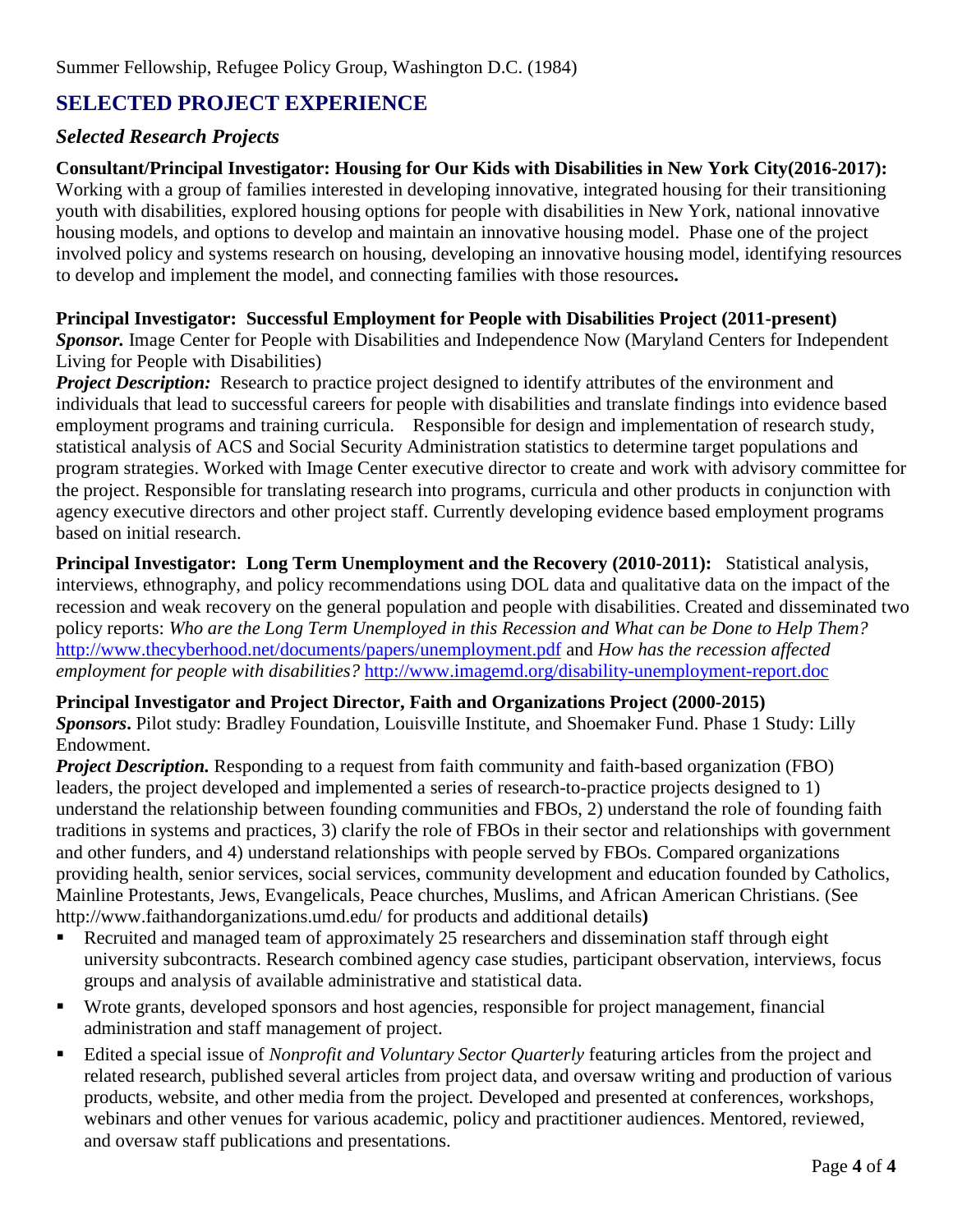Summer Fellowship, Refugee Policy Group, Washington D.C. (1984)

## SELECTED PROJECT EXPERIENCE

### *Selected Research Projects*

**Consultant/Principal Investigator: Housing for Our Kids with Disabilities in New York City(2016-2017):** Working with a group of families interested in developing innovative, integrated housing for their transitioning youth with disabilities, explored housing options for people with disabilities in New York, national innovative housing models, and options to develop and maintain an innovative housing model. Phase one of the project involved policy and systems research on housing, developing an innovative housing model, identifying resources to develop and implement the model, and connecting families with those resources**.**

**Principal Investigator: Successful Employment for People with Disabilities Project (2011-present)**
***Sponsor.*** Image Center for People with Disabilities and Independence Now (Maryland Centers for Independent Living for People with Disabilities)
***Project Description:*** Research to practice project designed to identify attributes of the environment and individuals that lead to successful careers for people with disabilities and translate findings into evidence based employment programs and training curricula. Responsible for design and implementation of research study, statistical analysis of ACS and Social Security Administration statistics to determine target populations and program strategies. Worked with Image Center executive director to create and work with advisory committee for the project. Responsible for translating research into programs, curricula and other products in conjunction with agency executive directors and other project staff. Currently developing evidence based employment programs based on initial research.

**Principal Investigator: Long Term Unemployment and the Recovery (2010-2011):** Statistical analysis, interviews, ethnography, and policy recommendations using DOL data and qualitative data on the impact of the recession and weak recovery on the general population and people with disabilities. Created and disseminated two policy reports: *Who are the Long Term Unemployed in this Recession and What can be Done to Help Them?* http://www.thecyberhood.net/documents/papers/unemployment.pdf and *How has the recession affected employment for people with disabilities?* http://www.imagemd.org/disability-unemployment-report.doc

**Principal Investigator and Project Director, Faith and Organizations Project (2000-2015)**
***Sponsors*.** Pilot study: Bradley Foundation, Louisville Institute, and Shoemaker Fund. Phase 1 Study: Lilly Endowment.
***Project Description.*** Responding to a request from faith community and faith-based organization (FBO) leaders, the project developed and implemented a series of research-to-practice projects designed to 1) understand the relationship between founding communities and FBOs, 2) understand the role of founding faith traditions in systems and practices, 3) clarify the role of FBOs in their sector and relationships with government and other funders, and 4) understand relationships with people served by FBOs. Compared organizations providing health, senior services, social services, community development and education founded by Catholics, Mainline Protestants, Jews, Evangelicals, Peace churches, Muslims, and African American Christians. (See http://www.faithandorganizations.umd.edu/ for products and additional details**)**

- Recruited and managed team of approximately 25 researchers and dissemination staff through eight university subcontracts. Research combined agency case studies, participant observation, interviews, focus groups and analysis of available administrative and statistical data.
- Wrote grants, developed sponsors and host agencies, responsible for project management, financial administration and staff management of project.
- Edited a special issue of *Nonprofit and Voluntary Sector Quarterly* featuring articles from the project and related research, published several articles from project data, and oversaw writing and production of various products, website, and other media from the project*.* Developed and presented at conferences, workshops, webinars and other venues for various academic, policy and practitioner audiences. Mentored, reviewed, and oversaw staff publications and presentations.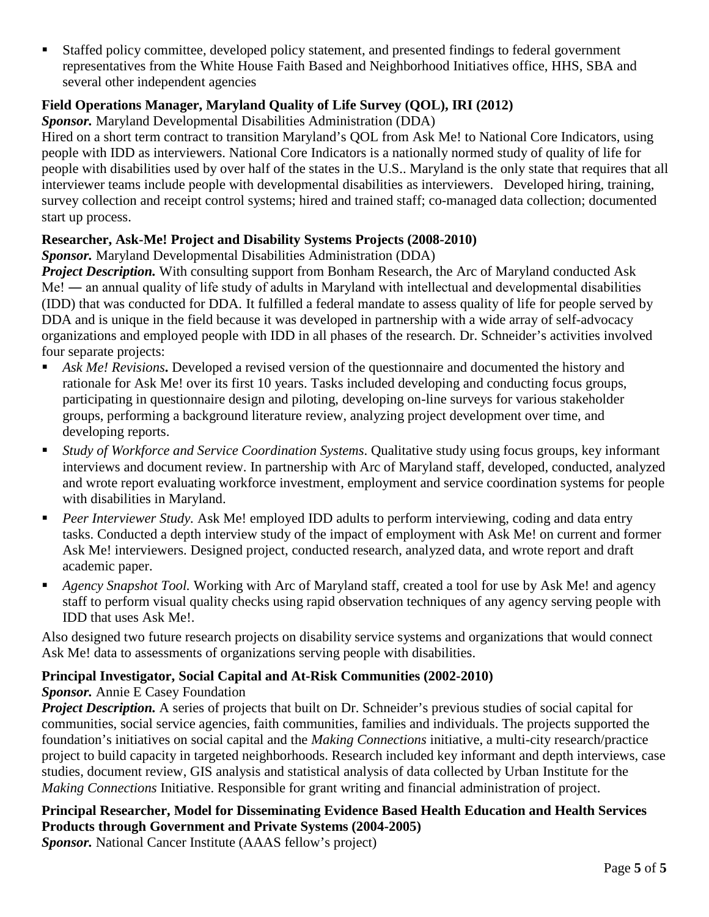- Staffed policy committee, developed policy statement, and presented findings to federal government representatives from the White House Faith Based and Neighborhood Initiatives office, HHS, SBA and several other independent agencies

**Field Operations Manager, Maryland Quality of Life Survey (QOL), IRI (2012)**

***Sponsor.*** Maryland Developmental Disabilities Administration (DDA)

Hired on a short term contract to transition Maryland's QOL from Ask Me! to National Core Indicators, using people with IDD as interviewers. National Core Indicators is a nationally normed study of quality of life for people with disabilities used by over half of the states in the U.S.. Maryland is the only state that requires that all interviewer teams include people with developmental disabilities as interviewers. Developed hiring, training, survey collection and receipt control systems; hired and trained staff; co-managed data collection; documented start up process.

**Researcher, Ask-Me! Project and Disability Systems Projects (2008-2010)**

***Sponsor.*** Maryland Developmental Disabilities Administration (DDA)

***Project Description.*** With consulting support from Bonham Research, the Arc of Maryland conducted Ask Me! ― an annual quality of life study of adults in Maryland with intellectual and developmental disabilities (IDD) that was conducted for DDA. It fulfilled a federal mandate to assess quality of life for people served by DDA and is unique in the field because it was developed in partnership with a wide array of self-advocacy organizations and employed people with IDD in all phases of the research. Dr. Schneider's activities involved four separate projects:

- *Ask Me! Revisions***.** Developed a revised version of the questionnaire and documented the history and rationale for Ask Me! over its first 10 years. Tasks included developing and conducting focus groups, participating in questionnaire design and piloting, developing on-line surveys for various stakeholder groups, performing a background literature review, analyzing project development over time, and developing reports.
- *Study of Workforce and Service Coordination Systems*. Qualitative study using focus groups, key informant interviews and document review. In partnership with Arc of Maryland staff, developed, conducted, analyzed and wrote report evaluating workforce investment, employment and service coordination systems for people with disabilities in Maryland.
- *Peer Interviewer Study.* Ask Me! employed IDD adults to perform interviewing, coding and data entry tasks. Conducted a depth interview study of the impact of employment with Ask Me! on current and former Ask Me! interviewers. Designed project, conducted research, analyzed data, and wrote report and draft academic paper.
- *Agency Snapshot Tool.* Working with Arc of Maryland staff, created a tool for use by Ask Me! and agency staff to perform visual quality checks using rapid observation techniques of any agency serving people with IDD that uses Ask Me!.

Also designed two future research projects on disability service systems and organizations that would connect Ask Me! data to assessments of organizations serving people with disabilities.

**Principal Investigator, Social Capital and At-Risk Communities (2002-2010)**

***Sponsor.*** Annie E Casey Foundation

***Project Description.*** A series of projects that built on Dr. Schneider's previous studies of social capital for communities, social service agencies, faith communities, families and individuals. The projects supported the foundation's initiatives on social capital and the *Making Connections* initiative, a multi-city research/practice project to build capacity in targeted neighborhoods. Research included key informant and depth interviews, case studies, document review, GIS analysis and statistical analysis of data collected by Urban Institute for the *Making Connections* Initiative. Responsible for grant writing and financial administration of project.

**Principal Researcher, Model for Disseminating Evidence Based Health Education and Health Services Products through Government and Private Systems (2004-2005)**

***Sponsor.*** National Cancer Institute (AAAS fellow's project)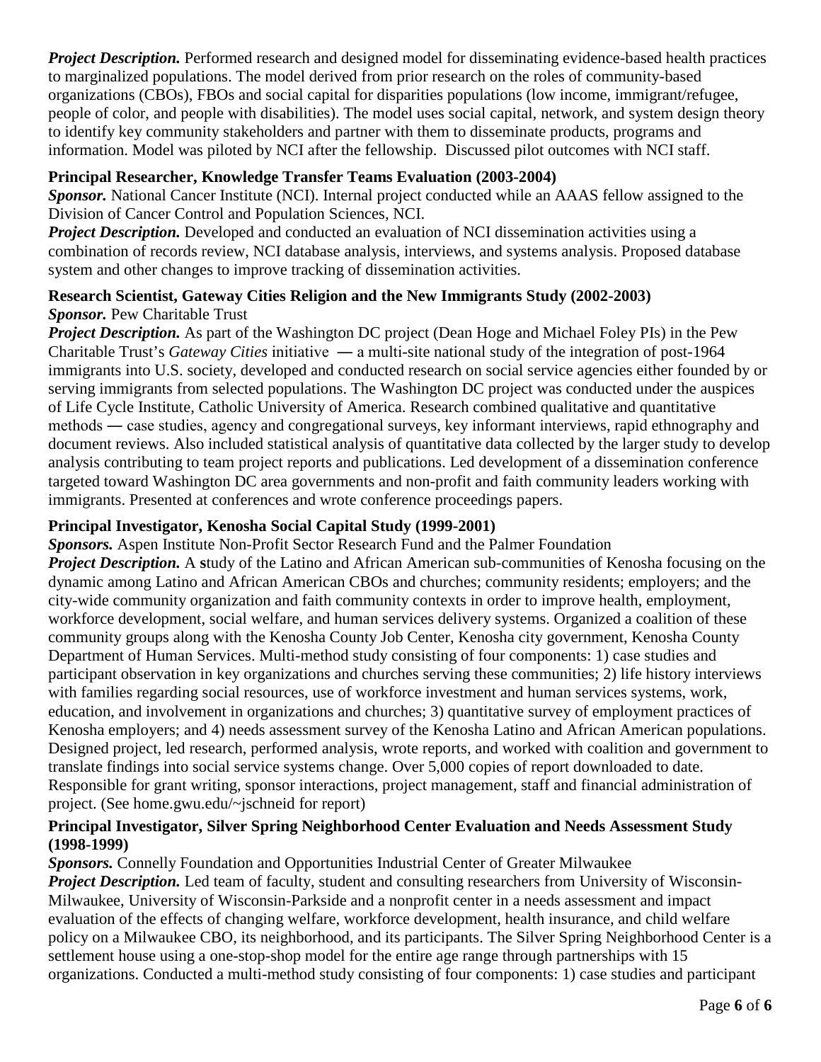***Project Description.*** Performed research and designed model for disseminating evidence-based health practices to marginalized populations. The model derived from prior research on the roles of community-based organizations (CBOs), FBOs and social capital for disparities populations (low income, immigrant/refugee, people of color, and people with disabilities). The model uses social capital, network, and system design theory to identify key community stakeholders and partner with them to disseminate products, programs and information. Model was piloted by NCI after the fellowship. Discussed pilot outcomes with NCI staff.

**Principal Researcher, Knowledge Transfer Teams Evaluation (2003-2004)**
***Sponsor.*** National Cancer Institute (NCI). Internal project conducted while an AAAS fellow assigned to the Division of Cancer Control and Population Sciences, NCI.
***Project Description.*** Developed and conducted an evaluation of NCI dissemination activities using a combination of records review, NCI database analysis, interviews, and systems analysis. Proposed database system and other changes to improve tracking of dissemination activities.

**Research Scientist, Gateway Cities Religion and the New Immigrants Study (2002-2003)**
***Sponsor.*** Pew Charitable Trust
***Project Description.*** As part of the Washington DC project (Dean Hoge and Michael Foley PIs) in the Pew Charitable Trust's *Gateway Cities* initiative ― a multi-site national study of the integration of post-1964 immigrants into U.S. society, developed and conducted research on social service agencies either founded by or serving immigrants from selected populations. The Washington DC project was conducted under the auspices of Life Cycle Institute, Catholic University of America. Research combined qualitative and quantitative methods ― case studies, agency and congregational surveys, key informant interviews, rapid ethnography and document reviews. Also included statistical analysis of quantitative data collected by the larger study to develop analysis contributing to team project reports and publications. Led development of a dissemination conference targeted toward Washington DC area governments and non-profit and faith community leaders working with immigrants. Presented at conferences and wrote conference proceedings papers.

**Principal Investigator, Kenosha Social Capital Study (1999-2001)**
***Sponsors.*** Aspen Institute Non-Profit Sector Research Fund and the Palmer Foundation
***Project Description.*** A study of the Latino and African American sub-communities of Kenosha focusing on the dynamic among Latino and African American CBOs and churches; community residents; employers; and the city-wide community organization and faith community contexts in order to improve health, employment, workforce development, social welfare, and human services delivery systems. Organized a coalition of these community groups along with the Kenosha County Job Center, Kenosha city government, Kenosha County Department of Human Services. Multi-method study consisting of four components: 1) case studies and participant observation in key organizations and churches serving these communities; 2) life history interviews with families regarding social resources, use of workforce investment and human services systems, work, education, and involvement in organizations and churches; 3) quantitative survey of employment practices of Kenosha employers; and 4) needs assessment survey of the Kenosha Latino and African American populations. Designed project, led research, performed analysis, wrote reports, and worked with coalition and government to translate findings into social service systems change. Over 5,000 copies of report downloaded to date. Responsible for grant writing, sponsor interactions, project management, staff and financial administration of project. (See home.gwu.edu/~jschneid for report)

**Principal Investigator, Silver Spring Neighborhood Center Evaluation and Needs Assessment Study (1998-1999)**
***Sponsors.*** Connelly Foundation and Opportunities Industrial Center of Greater Milwaukee
***Project Description.*** Led team of faculty, student and consulting researchers from University of Wisconsin-Milwaukee, University of Wisconsin-Parkside and a nonprofit center in a needs assessment and impact evaluation of the effects of changing welfare, workforce development, health insurance, and child welfare policy on a Milwaukee CBO, its neighborhood, and its participants. The Silver Spring Neighborhood Center is a settlement house using a one-stop-shop model for the entire age range through partnerships with 15 organizations. Conducted a multi-method study consisting of four components: 1) case studies and participant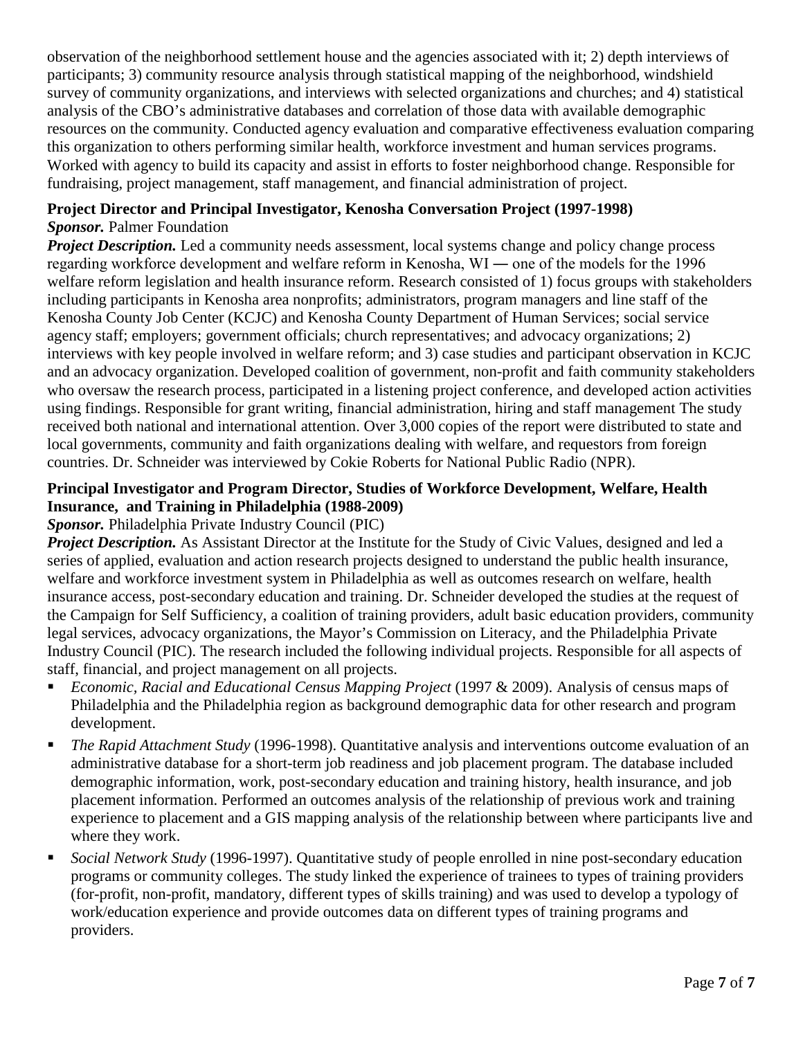observation of the neighborhood settlement house and the agencies associated with it; 2) depth interviews of participants; 3) community resource analysis through statistical mapping of the neighborhood, windshield survey of community organizations, and interviews with selected organizations and churches; and 4) statistical analysis of the CBO's administrative databases and correlation of those data with available demographic resources on the community. Conducted agency evaluation and comparative effectiveness evaluation comparing this organization to others performing similar health, workforce investment and human services programs. Worked with agency to build its capacity and assist in efforts to foster neighborhood change. Responsible for fundraising, project management, staff management, and financial administration of project.

**Project Director and Principal Investigator, Kenosha Conversation Project (1997-1998)**
***Sponsor.*** Palmer Foundation
***Project Description.*** Led a community needs assessment, local systems change and policy change process regarding workforce development and welfare reform in Kenosha, WI ― one of the models for the 1996 welfare reform legislation and health insurance reform. Research consisted of 1) focus groups with stakeholders including participants in Kenosha area nonprofits; administrators, program managers and line staff of the Kenosha County Job Center (KCJC) and Kenosha County Department of Human Services; social service agency staff; employers; government officials; church representatives; and advocacy organizations; 2) interviews with key people involved in welfare reform; and 3) case studies and participant observation in KCJC and an advocacy organization. Developed coalition of government, non-profit and faith community stakeholders who oversaw the research process, participated in a listening project conference, and developed action activities using findings. Responsible for grant writing, financial administration, hiring and staff management The study received both national and international attention. Over 3,000 copies of the report were distributed to state and local governments, community and faith organizations dealing with welfare, and requestors from foreign countries. Dr. Schneider was interviewed by Cokie Roberts for National Public Radio (NPR).

**Principal Investigator and Program Director, Studies of Workforce Development, Welfare, Health Insurance, and Training in Philadelphia (1988-2009)**
***Sponsor.*** Philadelphia Private Industry Council (PIC)
***Project Description.*** As Assistant Director at the Institute for the Study of Civic Values, designed and led a series of applied, evaluation and action research projects designed to understand the public health insurance, welfare and workforce investment system in Philadelphia as well as outcomes research on welfare, health insurance access, post-secondary education and training. Dr. Schneider developed the studies at the request of the Campaign for Self Sufficiency, a coalition of training providers, adult basic education providers, community legal services, advocacy organizations, the Mayor's Commission on Literacy, and the Philadelphia Private Industry Council (PIC). The research included the following individual projects. Responsible for all aspects of staff, financial, and project management on all projects.

- *Economic, Racial and Educational Census Mapping Project* (1997 & 2009). Analysis of census maps of Philadelphia and the Philadelphia region as background demographic data for other research and program development.
- *The Rapid Attachment Study* (1996-1998). Quantitative analysis and interventions outcome evaluation of an administrative database for a short-term job readiness and job placement program. The database included demographic information, work, post-secondary education and training history, health insurance, and job placement information. Performed an outcomes analysis of the relationship of previous work and training experience to placement and a GIS mapping analysis of the relationship between where participants live and where they work.
- *Social Network Study* (1996-1997). Quantitative study of people enrolled in nine post-secondary education programs or community colleges. The study linked the experience of trainees to types of training providers (for-profit, non-profit, mandatory, different types of skills training) and was used to develop a typology of work/education experience and provide outcomes data on different types of training programs and providers.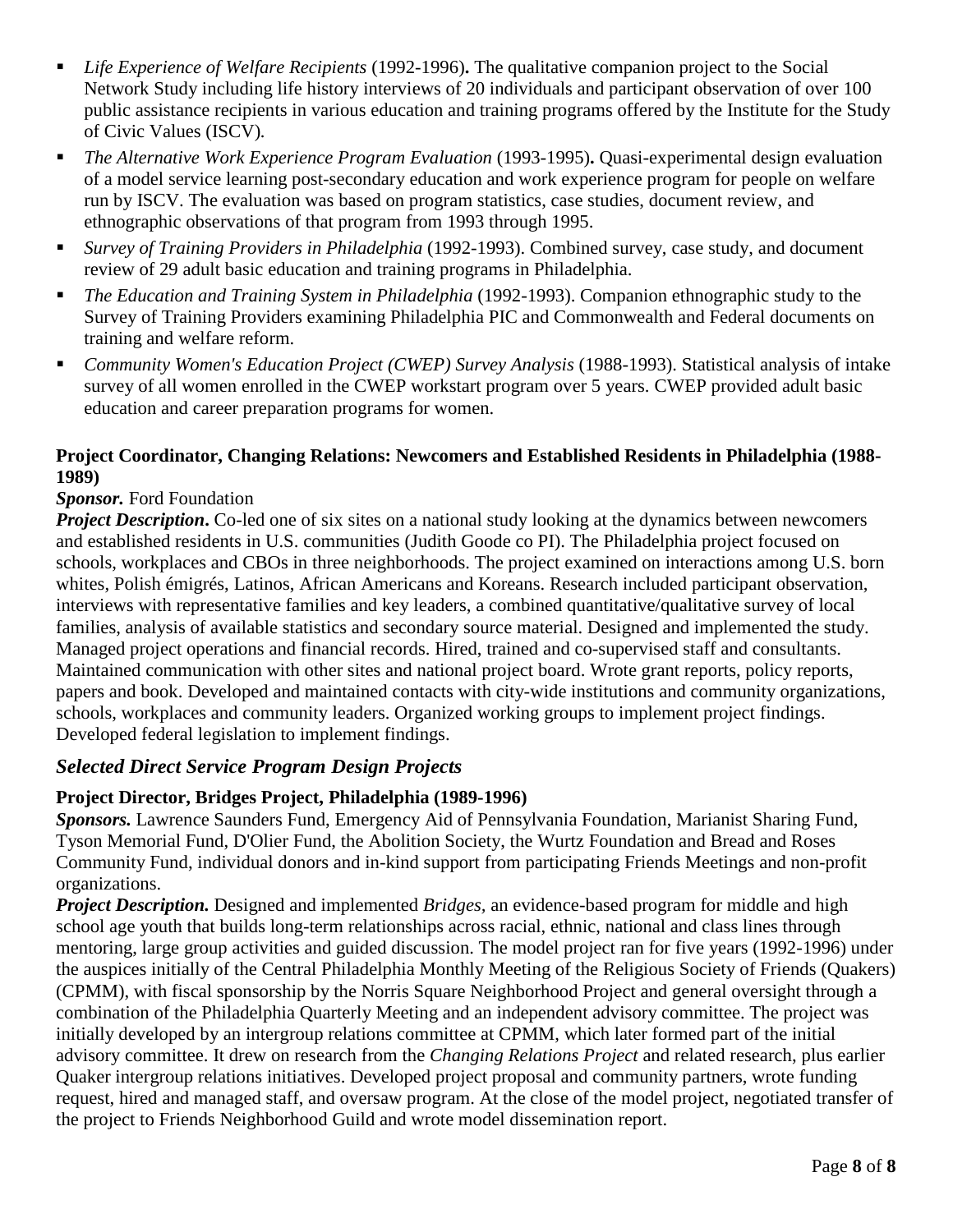- *Life Experience of Welfare Recipients* (1992-1996)**.** The qualitative companion project to the Social Network Study including life history interviews of 20 individuals and participant observation of over 100 public assistance recipients in various education and training programs offered by the Institute for the Study of Civic Values (ISCV).
- *The Alternative Work Experience Program Evaluation* (1993-1995)**.** Quasi-experimental design evaluation of a model service learning post-secondary education and work experience program for people on welfare run by ISCV. The evaluation was based on program statistics, case studies, document review, and ethnographic observations of that program from 1993 through 1995.
- *Survey of Training Providers in Philadelphia* (1992-1993). Combined survey, case study, and document review of 29 adult basic education and training programs in Philadelphia.
- *The Education and Training System in Philadelphia* (1992-1993). Companion ethnographic study to the Survey of Training Providers examining Philadelphia PIC and Commonwealth and Federal documents on training and welfare reform.
- *Community Women's Education Project (CWEP) Survey Analysis* (1988-1993). Statistical analysis of intake survey of all women enrolled in the CWEP workstart program over 5 years. CWEP provided adult basic education and career preparation programs for women.

**Project Coordinator, Changing Relations: Newcomers and Established Residents in Philadelphia (1988-1989)**

***Sponsor.*** Ford Foundation

***Project Description*.** Co-led one of six sites on a national study looking at the dynamics between newcomers and established residents in U.S. communities (Judith Goode co PI). The Philadelphia project focused on schools, workplaces and CBOs in three neighborhoods. The project examined on interactions among U.S. born whites, Polish émigrés, Latinos, African Americans and Koreans. Research included participant observation, interviews with representative families and key leaders, a combined quantitative/qualitative survey of local families, analysis of available statistics and secondary source material. Designed and implemented the study. Managed project operations and financial records. Hired, trained and co-supervised staff and consultants. Maintained communication with other sites and national project board. Wrote grant reports, policy reports, papers and book. Developed and maintained contacts with city-wide institutions and community organizations, schools, workplaces and community leaders. Organized working groups to implement project findings. Developed federal legislation to implement findings.

## *Selected Direct Service Program Design Projects*

**Project Director, Bridges Project, Philadelphia (1989-1996)**

***Sponsors.*** Lawrence Saunders Fund, Emergency Aid of Pennsylvania Foundation, Marianist Sharing Fund, Tyson Memorial Fund, D'Olier Fund, the Abolition Society, the Wurtz Foundation and Bread and Roses Community Fund, individual donors and in-kind support from participating Friends Meetings and non-profit organizations.

***Project Description.*** Designed and implemented *Bridges,* an evidence-based program for middle and high school age youth that builds long-term relationships across racial, ethnic, national and class lines through mentoring, large group activities and guided discussion. The model project ran for five years (1992-1996) under the auspices initially of the Central Philadelphia Monthly Meeting of the Religious Society of Friends (Quakers) (CPMM), with fiscal sponsorship by the Norris Square Neighborhood Project and general oversight through a combination of the Philadelphia Quarterly Meeting and an independent advisory committee. The project was initially developed by an intergroup relations committee at CPMM, which later formed part of the initial advisory committee. It drew on research from the *Changing Relations Project* and related research, plus earlier Quaker intergroup relations initiatives. Developed project proposal and community partners, wrote funding request, hired and managed staff, and oversaw program. At the close of the model project, negotiated transfer of the project to Friends Neighborhood Guild and wrote model dissemination report.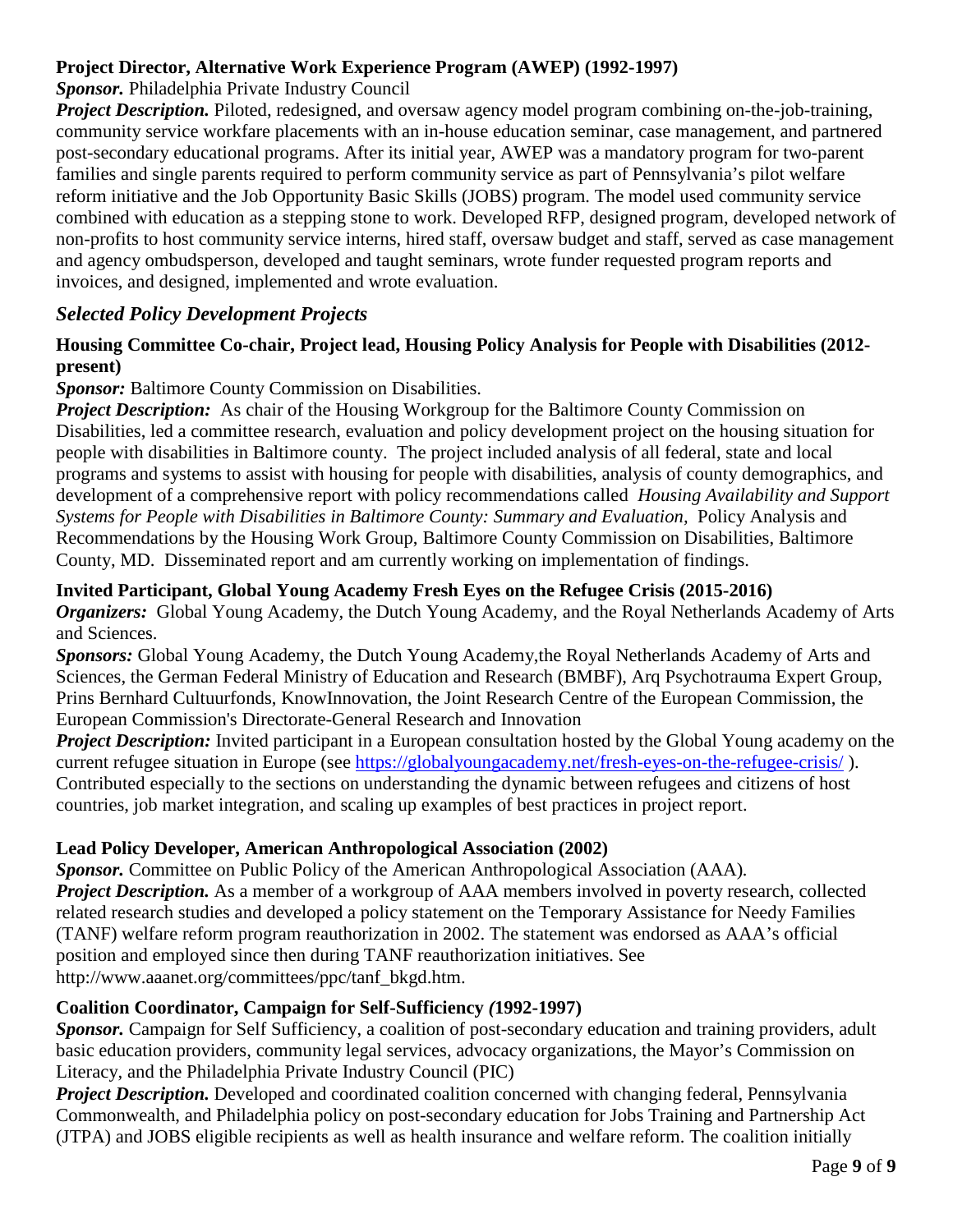**Project Director, Alternative Work Experience Program (AWEP) (1992-1997)**

***Sponsor.*** Philadelphia Private Industry Council

***Project Description.*** Piloted, redesigned, and oversaw agency model program combining on-the-job-training, community service workfare placements with an in-house education seminar, case management, and partnered post-secondary educational programs. After its initial year, AWEP was a mandatory program for two-parent families and single parents required to perform community service as part of Pennsylvania's pilot welfare reform initiative and the Job Opportunity Basic Skills (JOBS) program. The model used community service combined with education as a stepping stone to work. Developed RFP, designed program, developed network of non-profits to host community service interns, hired staff, oversaw budget and staff, served as case management and agency ombudsperson, developed and taught seminars, wrote funder requested program reports and invoices, and designed, implemented and wrote evaluation.

## *Selected Policy Development Projects*

**Housing Committee Co-chair, Project lead, Housing Policy Analysis for People with Disabilities (2012-present)**

***Sponsor:*** Baltimore County Commission on Disabilities.

***Project Description:*** As chair of the Housing Workgroup for the Baltimore County Commission on Disabilities, led a committee research, evaluation and policy development project on the housing situation for people with disabilities in Baltimore county. The project included analysis of all federal, state and local programs and systems to assist with housing for people with disabilities, analysis of county demographics, and development of a comprehensive report with policy recommendations called *Housing Availability and Support Systems for People with Disabilities in Baltimore County: Summary and Evaluation,* Policy Analysis and Recommendations by the Housing Work Group, Baltimore County Commission on Disabilities, Baltimore County, MD. Disseminated report and am currently working on implementation of findings.

**Invited Participant, Global Young Academy Fresh Eyes on the Refugee Crisis (2015-2016)**

***Organizers:*** Global Young Academy, the Dutch Young Academy, and the Royal Netherlands Academy of Arts and Sciences.

***Sponsors:*** Global Young Academy, the Dutch Young Academy,the Royal Netherlands Academy of Arts and Sciences, the German Federal Ministry of Education and Research (BMBF), Arq Psychotrauma Expert Group, Prins Bernhard Cultuurfonds, KnowInnovation, the Joint Research Centre of the European Commission, the European Commission's Directorate-General Research and Innovation

***Project Description:*** Invited participant in a European consultation hosted by the Global Young academy on the current refugee situation in Europe (see https://globalyoungacademy.net/fresh-eyes-on-the-refugee-crisis/ ). Contributed especially to the sections on understanding the dynamic between refugees and citizens of host countries, job market integration, and scaling up examples of best practices in project report.

**Lead Policy Developer, American Anthropological Association (2002)**

***Sponsor.*** Committee on Public Policy of the American Anthropological Association (AAA).

***Project Description.*** As a member of a workgroup of AAA members involved in poverty research, collected related research studies and developed a policy statement on the Temporary Assistance for Needy Families (TANF) welfare reform program reauthorization in 2002. The statement was endorsed as AAA's official position and employed since then during TANF reauthorization initiatives. See http://www.aaanet.org/committees/ppc/tanf_bkgd.htm.

**Coalition Coordinator, Campaign for Self-Sufficiency *(*1992-1997)**

***Sponsor.*** Campaign for Self Sufficiency, a coalition of post-secondary education and training providers, adult basic education providers, community legal services, advocacy organizations, the Mayor's Commission on Literacy, and the Philadelphia Private Industry Council (PIC)

***Project Description.*** Developed and coordinated coalition concerned with changing federal, Pennsylvania Commonwealth, and Philadelphia policy on post-secondary education for Jobs Training and Partnership Act (JTPA) and JOBS eligible recipients as well as health insurance and welfare reform. The coalition initially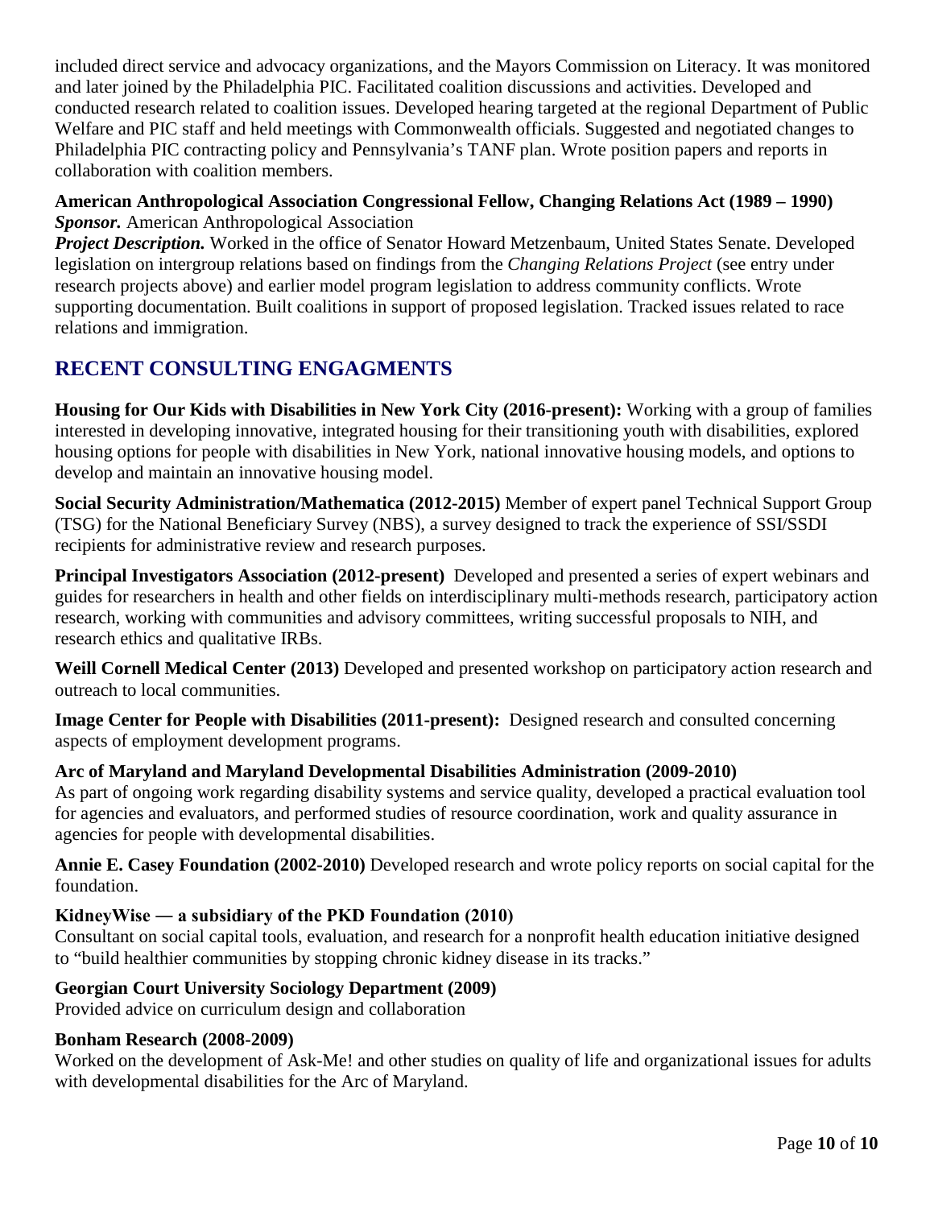included direct service and advocacy organizations, and the Mayors Commission on Literacy. It was monitored and later joined by the Philadelphia PIC. Facilitated coalition discussions and activities. Developed and conducted research related to coalition issues. Developed hearing targeted at the regional Department of Public Welfare and PIC staff and held meetings with Commonwealth officials. Suggested and negotiated changes to Philadelphia PIC contracting policy and Pennsylvania's TANF plan. Wrote position papers and reports in collaboration with coalition members.

**American Anthropological Association Congressional Fellow, Changing Relations Act (1989 – 1990)**
***Sponsor.*** American Anthropological Association
***Project Description.*** Worked in the office of Senator Howard Metzenbaum, United States Senate. Developed legislation on intergroup relations based on findings from the *Changing Relations Project* (see entry under research projects above) and earlier model program legislation to address community conflicts. Wrote supporting documentation. Built coalitions in support of proposed legislation. Tracked issues related to race relations and immigration.

## RECENT CONSULTING ENGAGMENTS

**Housing for Our Kids with Disabilities in New York City (2016-present):** Working with a group of families interested in developing innovative, integrated housing for their transitioning youth with disabilities, explored housing options for people with disabilities in New York, national innovative housing models, and options to develop and maintain an innovative housing model.

**Social Security Administration/Mathematica (2012-2015)** Member of expert panel Technical Support Group (TSG) for the National Beneficiary Survey (NBS), a survey designed to track the experience of SSI/SSDI recipients for administrative review and research purposes.

**Principal Investigators Association (2012-present)** Developed and presented a series of expert webinars and guides for researchers in health and other fields on interdisciplinary multi-methods research, participatory action research, working with communities and advisory committees, writing successful proposals to NIH, and research ethics and qualitative IRBs.

**Weill Cornell Medical Center (2013)** Developed and presented workshop on participatory action research and outreach to local communities.

**Image Center for People with Disabilities (2011-present):** Designed research and consulted concerning aspects of employment development programs.

**Arc of Maryland and Maryland Developmental Disabilities Administration (2009-2010)**
As part of ongoing work regarding disability systems and service quality, developed a practical evaluation tool for agencies and evaluators, and performed studies of resource coordination, work and quality assurance in agencies for people with developmental disabilities.

**Annie E. Casey Foundation (2002-2010)** Developed research and wrote policy reports on social capital for the foundation.

**KidneyWise — a subsidiary of the PKD Foundation (2010)**
Consultant on social capital tools, evaluation, and research for a nonprofit health education initiative designed to "build healthier communities by stopping chronic kidney disease in its tracks."

**Georgian Court University Sociology Department (2009)**
Provided advice on curriculum design and collaboration

**Bonham Research (2008-2009)**
Worked on the development of Ask-Me! and other studies on quality of life and organizational issues for adults with developmental disabilities for the Arc of Maryland.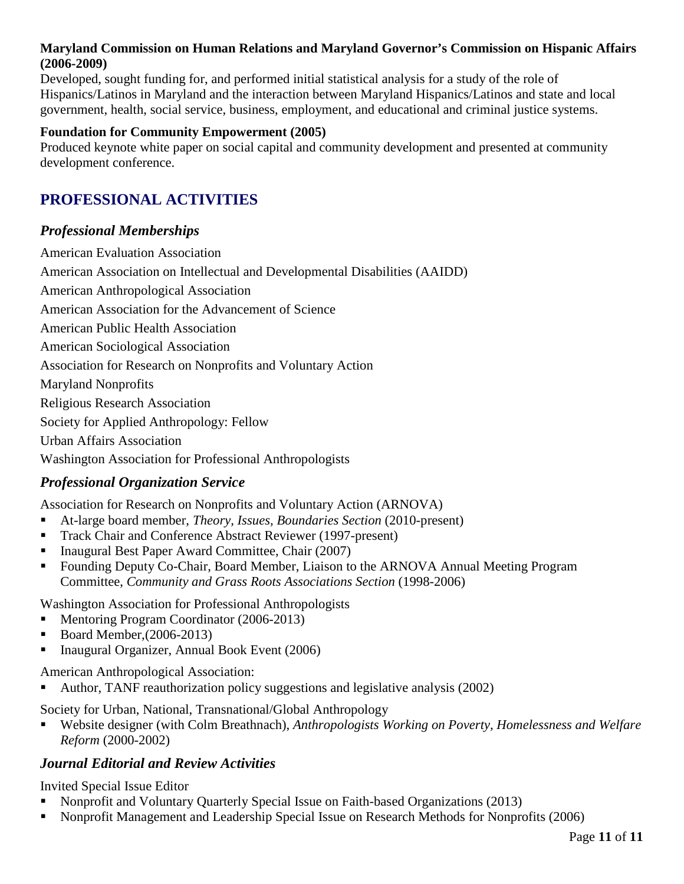**Maryland Commission on Human Relations and Maryland Governor's Commission on Hispanic Affairs (2006-2009)**
Developed, sought funding for, and performed initial statistical analysis for a study of the role of Hispanics/Latinos in Maryland and the interaction between Maryland Hispanics/Latinos and state and local government, health, social service, business, employment, and educational and criminal justice systems.

**Foundation for Community Empowerment (2005)**
Produced keynote white paper on social capital and community development and presented at community development conference.

## PROFESSIONAL ACTIVITIES

### *Professional Memberships*

American Evaluation Association

American Association on Intellectual and Developmental Disabilities (AAIDD)

American Anthropological Association

American Association for the Advancement of Science

American Public Health Association

American Sociological Association

Association for Research on Nonprofits and Voluntary Action

Maryland Nonprofits

Religious Research Association

Society for Applied Anthropology: Fellow

Urban Affairs Association

Washington Association for Professional Anthropologists

### *Professional Organization Service*

Association for Research on Nonprofits and Voluntary Action (ARNOVA)

- At-large board member, *Theory, Issues, Boundaries Section* (2010-present)
- Track Chair and Conference Abstract Reviewer (1997-present)
- Inaugural Best Paper Award Committee, Chair (2007)
- Founding Deputy Co-Chair, Board Member, Liaison to the ARNOVA Annual Meeting Program Committee, *Community and Grass Roots Associations Section* (1998-2006)

Washington Association for Professional Anthropologists

- Mentoring Program Coordinator (2006-2013)
- Board Member,(2006-2013)
- Inaugural Organizer, Annual Book Event (2006)

American Anthropological Association:

- Author, TANF reauthorization policy suggestions and legislative analysis (2002)

Society for Urban, National, Transnational/Global Anthropology

- Website designer (with Colm Breathnach), *Anthropologists Working on Poverty, Homelessness and Welfare Reform* (2000-2002)

### *Journal Editorial and Review Activities*

Invited Special Issue Editor

- Nonprofit and Voluntary Quarterly Special Issue on Faith-based Organizations (2013)
- Nonprofit Management and Leadership Special Issue on Research Methods for Nonprofits (2006)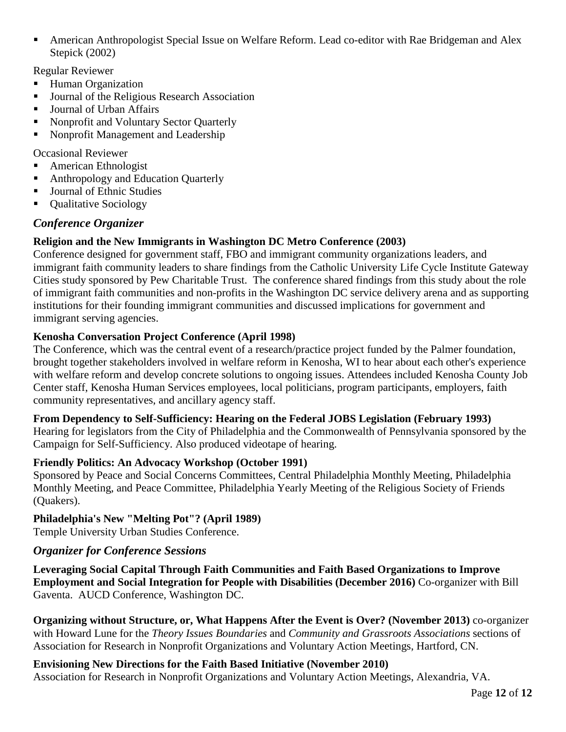- American Anthropologist Special Issue on Welfare Reform. Lead co-editor with Rae Bridgeman and Alex Stepick (2002)

Regular Reviewer

- Human Organization
- Journal of the Religious Research Association
- Journal of Urban Affairs
- Nonprofit and Voluntary Sector Quarterly
- Nonprofit Management and Leadership

Occasional Reviewer

- American Ethnologist
- Anthropology and Education Quarterly
- Journal of Ethnic Studies
- Qualitative Sociology

### *Conference Organizer*

**Religion and the New Immigrants in Washington DC Metro Conference (2003)**
Conference designed for government staff, FBO and immigrant community organizations leaders, and immigrant faith community leaders to share findings from the Catholic University Life Cycle Institute Gateway Cities study sponsored by Pew Charitable Trust. The conference shared findings from this study about the role of immigrant faith communities and non-profits in the Washington DC service delivery arena and as supporting institutions for their founding immigrant communities and discussed implications for government and immigrant serving agencies.

**Kenosha Conversation Project Conference (April 1998)**
The Conference, which was the central event of a research/practice project funded by the Palmer foundation, brought together stakeholders involved in welfare reform in Kenosha, WI to hear about each other's experience with welfare reform and develop concrete solutions to ongoing issues. Attendees included Kenosha County Job Center staff, Kenosha Human Services employees, local politicians, program participants, employers, faith community representatives, and ancillary agency staff.

**From Dependency to Self-Sufficiency: Hearing on the Federal JOBS Legislation (February 1993)**
Hearing for legislators from the City of Philadelphia and the Commonwealth of Pennsylvania sponsored by the Campaign for Self-Sufficiency. Also produced videotape of hearing.

**Friendly Politics: An Advocacy Workshop (October 1991)**
Sponsored by Peace and Social Concerns Committees, Central Philadelphia Monthly Meeting, Philadelphia Monthly Meeting, and Peace Committee, Philadelphia Yearly Meeting of the Religious Society of Friends (Quakers).

**Philadelphia's New "Melting Pot"? (April 1989)**
Temple University Urban Studies Conference.

### *Organizer for Conference Sessions*

**Leveraging Social Capital Through Faith Communities and Faith Based Organizations to Improve Employment and Social Integration for People with Disabilities (December 2016)** Co-organizer with Bill Gaventa. AUCD Conference, Washington DC.

**Organizing without Structure, or, What Happens After the Event is Over? (November 2013)** co-organizer with Howard Lune for the *Theory Issues Boundaries* and *Community and Grassroots Associations* sections of Association for Research in Nonprofit Organizations and Voluntary Action Meetings, Hartford, CN.

**Envisioning New Directions for the Faith Based Initiative (November 2010)**
Association for Research in Nonprofit Organizations and Voluntary Action Meetings, Alexandria, VA.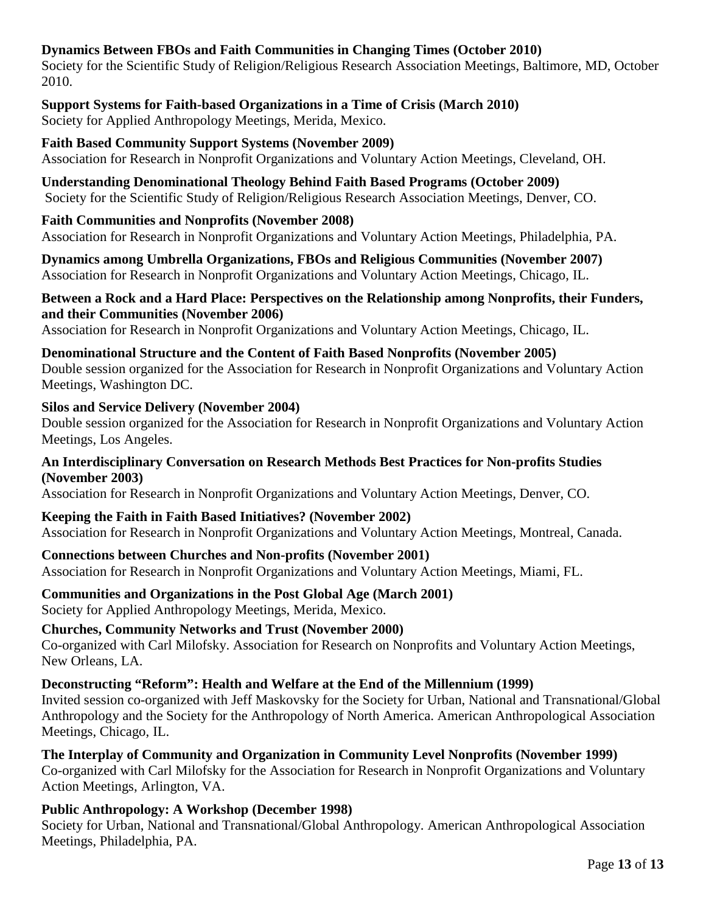**Dynamics Between FBOs and Faith Communities in Changing Times (October 2010)**
Society for the Scientific Study of Religion/Religious Research Association Meetings, Baltimore, MD, October 2010.

**Support Systems for Faith-based Organizations in a Time of Crisis (March 2010)**
Society for Applied Anthropology Meetings, Merida, Mexico.

**Faith Based Community Support Systems (November 2009)**
Association for Research in Nonprofit Organizations and Voluntary Action Meetings, Cleveland, OH.

**Understanding Denominational Theology Behind Faith Based Programs (October 2009)**
Society for the Scientific Study of Religion/Religious Research Association Meetings, Denver, CO.

**Faith Communities and Nonprofits (November 2008)**
Association for Research in Nonprofit Organizations and Voluntary Action Meetings, Philadelphia, PA.

**Dynamics among Umbrella Organizations, FBOs and Religious Communities (November 2007)**
Association for Research in Nonprofit Organizations and Voluntary Action Meetings, Chicago, IL.

**Between a Rock and a Hard Place: Perspectives on the Relationship among Nonprofits, their Funders, and their Communities (November 2006)**
Association for Research in Nonprofit Organizations and Voluntary Action Meetings, Chicago, IL.

**Denominational Structure and the Content of Faith Based Nonprofits (November 2005)**
Double session organized for the Association for Research in Nonprofit Organizations and Voluntary Action Meetings, Washington DC.

**Silos and Service Delivery (November 2004)**
Double session organized for the Association for Research in Nonprofit Organizations and Voluntary Action Meetings, Los Angeles.

**An Interdisciplinary Conversation on Research Methods Best Practices for Non-profits Studies (November 2003)**
Association for Research in Nonprofit Organizations and Voluntary Action Meetings, Denver, CO.

**Keeping the Faith in Faith Based Initiatives? (November 2002)**
Association for Research in Nonprofit Organizations and Voluntary Action Meetings, Montreal, Canada.

**Connections between Churches and Non-profits (November 2001)**
Association for Research in Nonprofit Organizations and Voluntary Action Meetings, Miami, FL.

**Communities and Organizations in the Post Global Age (March 2001)**
Society for Applied Anthropology Meetings, Merida, Mexico.

**Churches, Community Networks and Trust (November 2000)**
Co-organized with Carl Milofsky. Association for Research on Nonprofits and Voluntary Action Meetings, New Orleans, LA.

**Deconstructing "Reform": Health and Welfare at the End of the Millennium (1999)**
Invited session co-organized with Jeff Maskovsky for the Society for Urban, National and Transnational/Global Anthropology and the Society for the Anthropology of North America. American Anthropological Association Meetings, Chicago, IL.

**The Interplay of Community and Organization in Community Level Nonprofits (November 1999)**
Co-organized with Carl Milofsky for the Association for Research in Nonprofit Organizations and Voluntary Action Meetings, Arlington, VA.

**Public Anthropology: A Workshop (December 1998)**
Society for Urban, National and Transnational/Global Anthropology. American Anthropological Association Meetings, Philadelphia, PA.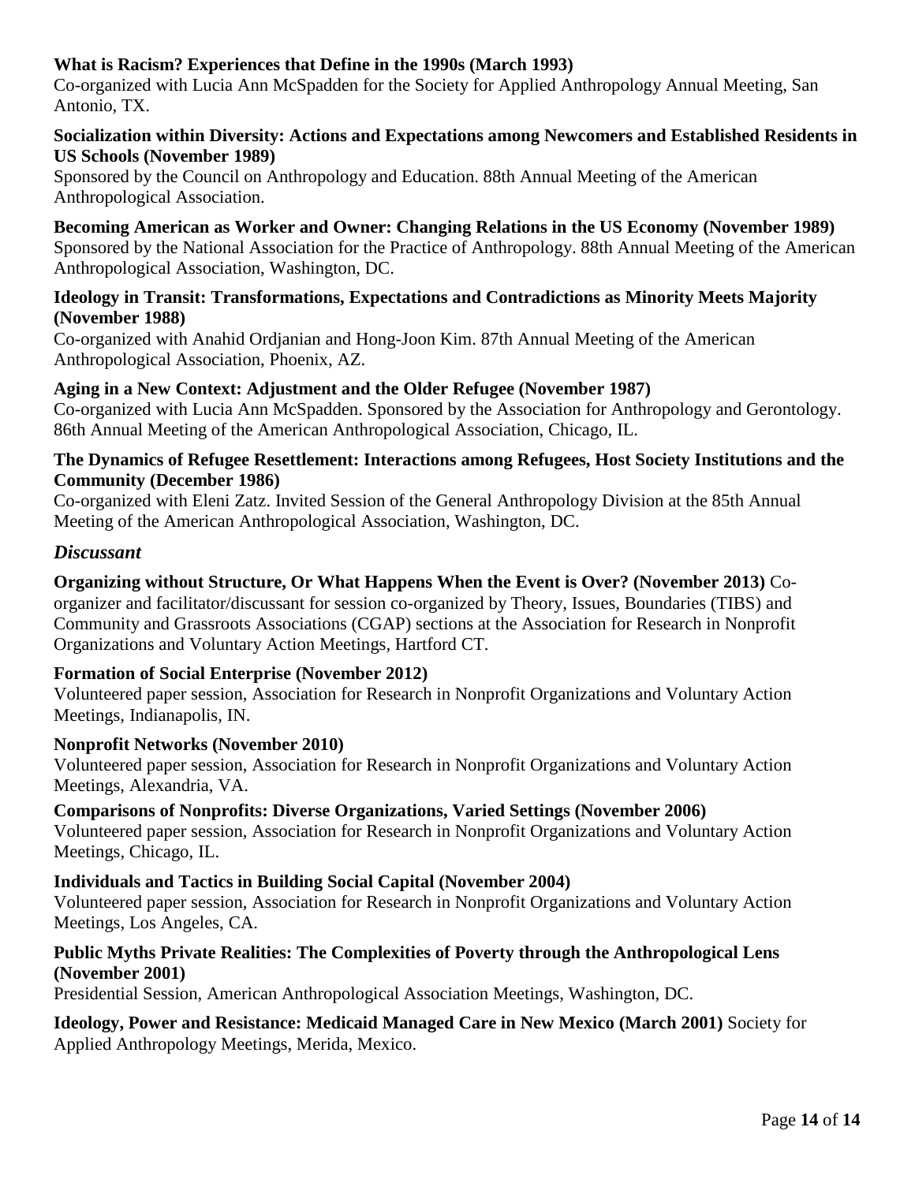**What is Racism? Experiences that Define in the 1990s (March 1993)**
Co-organized with Lucia Ann McSpadden for the Society for Applied Anthropology Annual Meeting, San Antonio, TX.

**Socialization within Diversity: Actions and Expectations among Newcomers and Established Residents in US Schools (November 1989)**
Sponsored by the Council on Anthropology and Education. 88th Annual Meeting of the American Anthropological Association.

**Becoming American as Worker and Owner: Changing Relations in the US Economy (November 1989)**
Sponsored by the National Association for the Practice of Anthropology. 88th Annual Meeting of the American Anthropological Association, Washington, DC.

**Ideology in Transit: Transformations, Expectations and Contradictions as Minority Meets Majority (November 1988)**
Co-organized with Anahid Ordjanian and Hong-Joon Kim. 87th Annual Meeting of the American Anthropological Association, Phoenix, AZ.

**Aging in a New Context: Adjustment and the Older Refugee (November 1987)**
Co-organized with Lucia Ann McSpadden. Sponsored by the Association for Anthropology and Gerontology. 86th Annual Meeting of the American Anthropological Association, Chicago, IL.

**The Dynamics of Refugee Resettlement: Interactions among Refugees, Host Society Institutions and the Community (December 1986)**
Co-organized with Eleni Zatz. Invited Session of the General Anthropology Division at the 85th Annual Meeting of the American Anthropological Association, Washington, DC.

### *Discussant*

**Organizing without Structure, Or What Happens When the Event is Over? (November 2013)** Co-organizer and facilitator/discussant for session co-organized by Theory, Issues, Boundaries (TIBS) and Community and Grassroots Associations (CGAP) sections at the Association for Research in Nonprofit Organizations and Voluntary Action Meetings, Hartford CT.

**Formation of Social Enterprise (November 2012)**
Volunteered paper session, Association for Research in Nonprofit Organizations and Voluntary Action Meetings, Indianapolis, IN.

**Nonprofit Networks (November 2010)**
Volunteered paper session, Association for Research in Nonprofit Organizations and Voluntary Action Meetings, Alexandria, VA.

**Comparisons of Nonprofits: Diverse Organizations, Varied Settings (November 2006)**
Volunteered paper session, Association for Research in Nonprofit Organizations and Voluntary Action Meetings, Chicago, IL.

**Individuals and Tactics in Building Social Capital (November 2004)**
Volunteered paper session, Association for Research in Nonprofit Organizations and Voluntary Action Meetings, Los Angeles, CA.

**Public Myths Private Realities: The Complexities of Poverty through the Anthropological Lens (November 2001)**
Presidential Session, American Anthropological Association Meetings, Washington, DC.

**Ideology, Power and Resistance: Medicaid Managed Care in New Mexico (March 2001)** Society for Applied Anthropology Meetings, Merida, Mexico.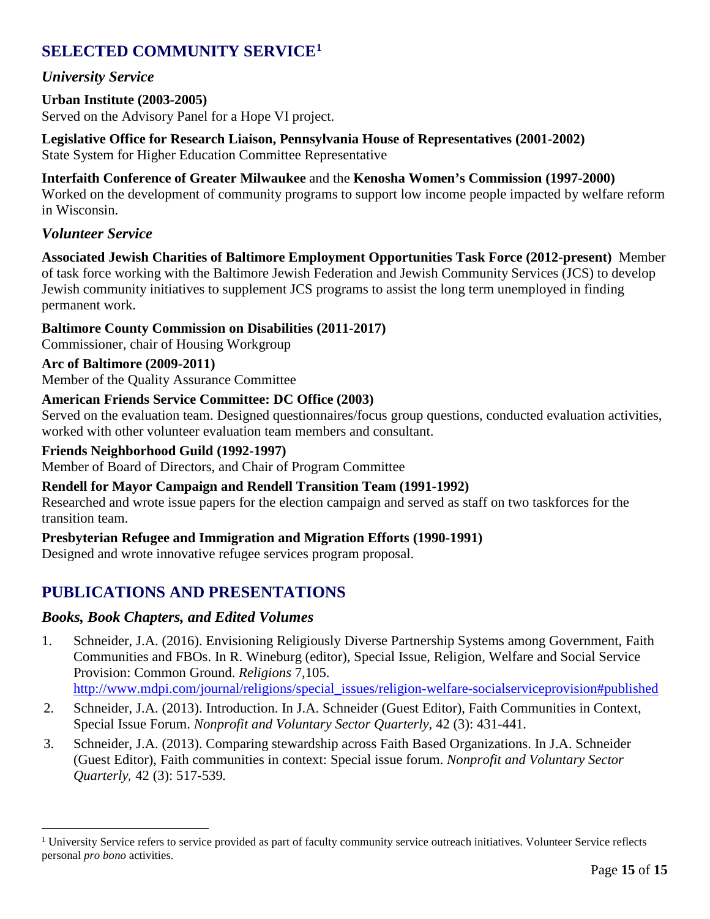## SELECTED COMMUNITY SERVICE[1]

### *University Service*

**Urban Institute (2003-2005)**
Served on the Advisory Panel for a Hope VI project.

**Legislative Office for Research Liaison, Pennsylvania House of Representatives (2001-2002)**
State System for Higher Education Committee Representative

**Interfaith Conference of Greater Milwaukee** and the **Kenosha Women's Commission (1997-2000)**
Worked on the development of community programs to support low income people impacted by welfare reform in Wisconsin.

### *Volunteer Service*

**Associated Jewish Charities of Baltimore Employment Opportunities Task Force (2012-present)** Member of task force working with the Baltimore Jewish Federation and Jewish Community Services (JCS) to develop Jewish community initiatives to supplement JCS programs to assist the long term unemployed in finding permanent work.

**Baltimore County Commission on Disabilities (2011-2017)**
Commissioner, chair of Housing Workgroup

**Arc of Baltimore (2009-2011)**
Member of the Quality Assurance Committee

**American Friends Service Committee: DC Office (2003)**
Served on the evaluation team. Designed questionnaires/focus group questions, conducted evaluation activities, worked with other volunteer evaluation team members and consultant.

**Friends Neighborhood Guild (1992-1997)**
Member of Board of Directors, and Chair of Program Committee

**Rendell for Mayor Campaign and Rendell Transition Team (1991-1992)**
Researched and wrote issue papers for the election campaign and served as staff on two taskforces for the transition team.

**Presbyterian Refugee and Immigration and Migration Efforts (1990-1991)**
Designed and wrote innovative refugee services program proposal.

## PUBLICATIONS AND PRESENTATIONS

### *Books, Book Chapters, and Edited Volumes*

1. Schneider, J.A. (2016). Envisioning Religiously Diverse Partnership Systems among Government, Faith Communities and FBOs. In R. Wineburg (editor), Special Issue, Religion, Welfare and Social Service Provision: Common Ground. *Religions* 7,105. http://www.mdpi.com/journal/religions/special_issues/religion-welfare-socialserviceprovision#published
2. Schneider, J.A. (2013). Introduction. In J.A. Schneider (Guest Editor), Faith Communities in Context, Special Issue Forum. *Nonprofit and Voluntary Sector Quarterly,* 42 (3): 431-441.
3. Schneider, J.A. (2013). Comparing stewardship across Faith Based Organizations. In J.A. Schneider (Guest Editor), Faith communities in context: Special issue forum. *Nonprofit and Voluntary Sector Quarterly,* 42 (3): 517-539*.*

---

[1] University Service refers to service provided as part of faculty community service outreach initiatives. Volunteer Service reflects personal *pro bono* activities.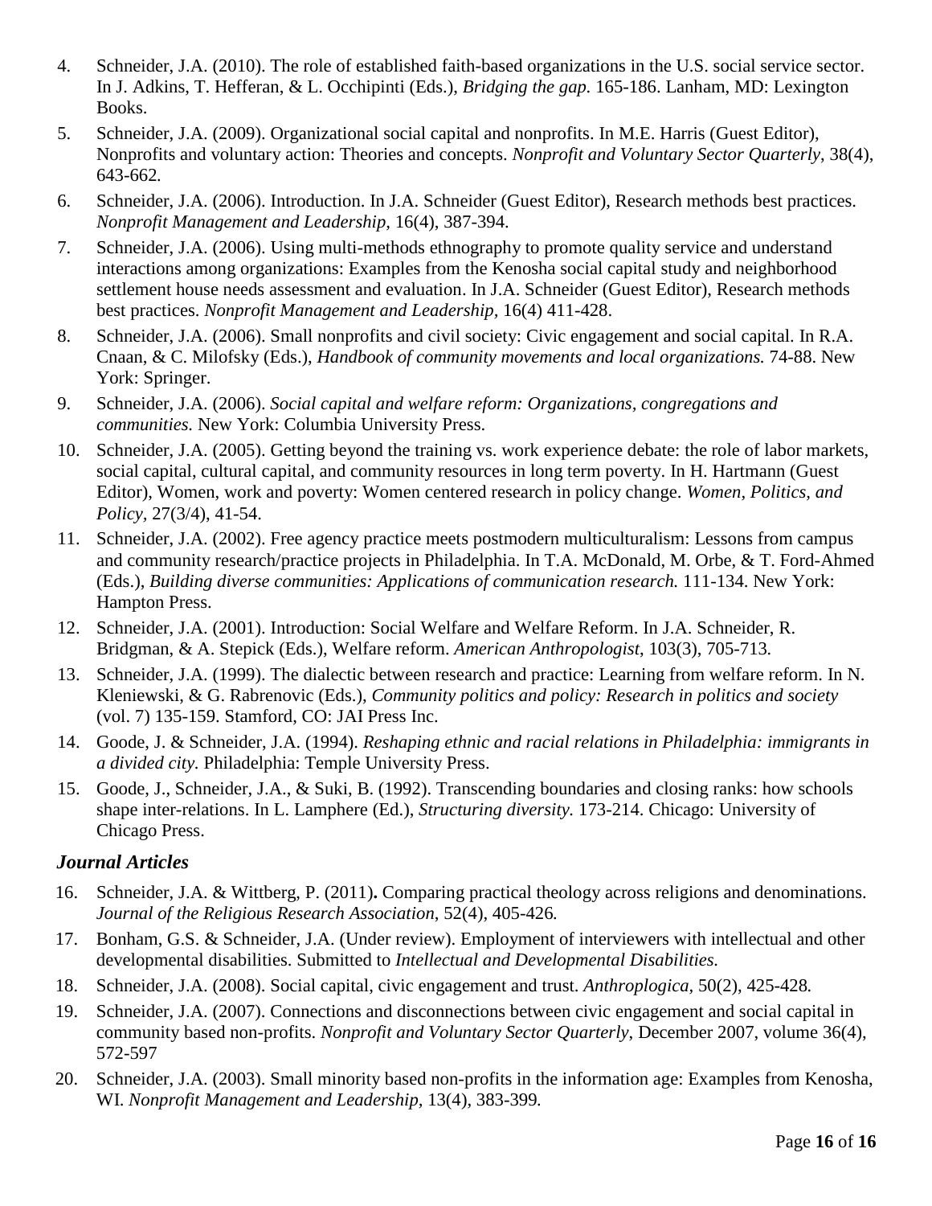4. Schneider, J.A. (2010). The role of established faith-based organizations in the U.S. social service sector. In J. Adkins, T. Hefferan, & L. Occhipinti (Eds.), *Bridging the gap.* 165-186. Lanham, MD: Lexington Books.
5. Schneider, J.A. (2009). Organizational social capital and nonprofits. In M.E. Harris (Guest Editor), Nonprofits and voluntary action: Theories and concepts. *Nonprofit and Voluntary Sector Quarterly*, 38(4), 643-662.
6. Schneider, J.A. (2006). Introduction. In J.A. Schneider (Guest Editor), Research methods best practices. *Nonprofit Management and Leadership,* 16(4), 387-394.
7. Schneider, J.A. (2006). Using multi-methods ethnography to promote quality service and understand interactions among organizations: Examples from the Kenosha social capital study and neighborhood settlement house needs assessment and evaluation. In J.A. Schneider (Guest Editor), Research methods best practices. *Nonprofit Management and Leadership,* 16(4) 411-428.
8. Schneider, J.A. (2006). Small nonprofits and civil society: Civic engagement and social capital. In R.A. Cnaan, & C. Milofsky (Eds.), *Handbook of community movements and local organizations.* 74-88. New York: Springer.
9. Schneider, J.A. (2006). *Social capital and welfare reform: Organizations, congregations and communities.* New York: Columbia University Press.
10. Schneider, J.A. (2005). Getting beyond the training vs. work experience debate: the role of labor markets, social capital, cultural capital, and community resources in long term poverty. In H. Hartmann (Guest Editor), Women, work and poverty: Women centered research in policy change. *Women, Politics, and Policy,* 27(3/4), 41-54.
11. Schneider, J.A. (2002). Free agency practice meets postmodern multiculturalism: Lessons from campus and community research/practice projects in Philadelphia. In T.A. McDonald, M. Orbe, & T. Ford-Ahmed (Eds.), *Building diverse communities: Applications of communication research.* 111-134. New York: Hampton Press.
12. Schneider, J.A. (2001). Introduction: Social Welfare and Welfare Reform. In J.A. Schneider, R. Bridgman, & A. Stepick (Eds.), Welfare reform. *American Anthropologist*, 103(3), 705-713.
13. Schneider, J.A. (1999). The dialectic between research and practice: Learning from welfare reform. In N. Kleniewski, & G. Rabrenovic (Eds.), *Community politics and policy: Research in politics and society* (vol. 7) 135-159. Stamford, CO: JAI Press Inc.
14. Goode, J. & Schneider, J.A. (1994). *Reshaping ethnic and racial relations in Philadelphia: immigrants in a divided city.* Philadelphia: Temple University Press.
15. Goode, J., Schneider, J.A., & Suki, B. (1992). Transcending boundaries and closing ranks: how schools shape inter-relations. In L. Lamphere (Ed.), *Structuring diversity.* 173-214. Chicago: University of Chicago Press.

### *Journal Articles*

16. Schneider, J.A. & Wittberg, P. (2011)**.** Comparing practical theology across religions and denominations. *Journal of the Religious Research Association*, 52(4), 405-426.
17. Bonham, G.S. & Schneider, J.A. (Under review). Employment of interviewers with intellectual and other developmental disabilities. Submitted to *Intellectual and Developmental Disabilities.*
18. Schneider, J.A. (2008). Social capital, civic engagement and trust. *Anthroplogica,* 50(2), 425-428.
19. Schneider, J.A. (2007). Connections and disconnections between civic engagement and social capital in community based non-profits. *Nonprofit and Voluntary Sector Quarterly*, December 2007, volume 36(4), 572-597
20. Schneider, J.A. (2003). Small minority based non-profits in the information age: Examples from Kenosha, WI. *Nonprofit Management and Leadership,* 13(4), 383-399.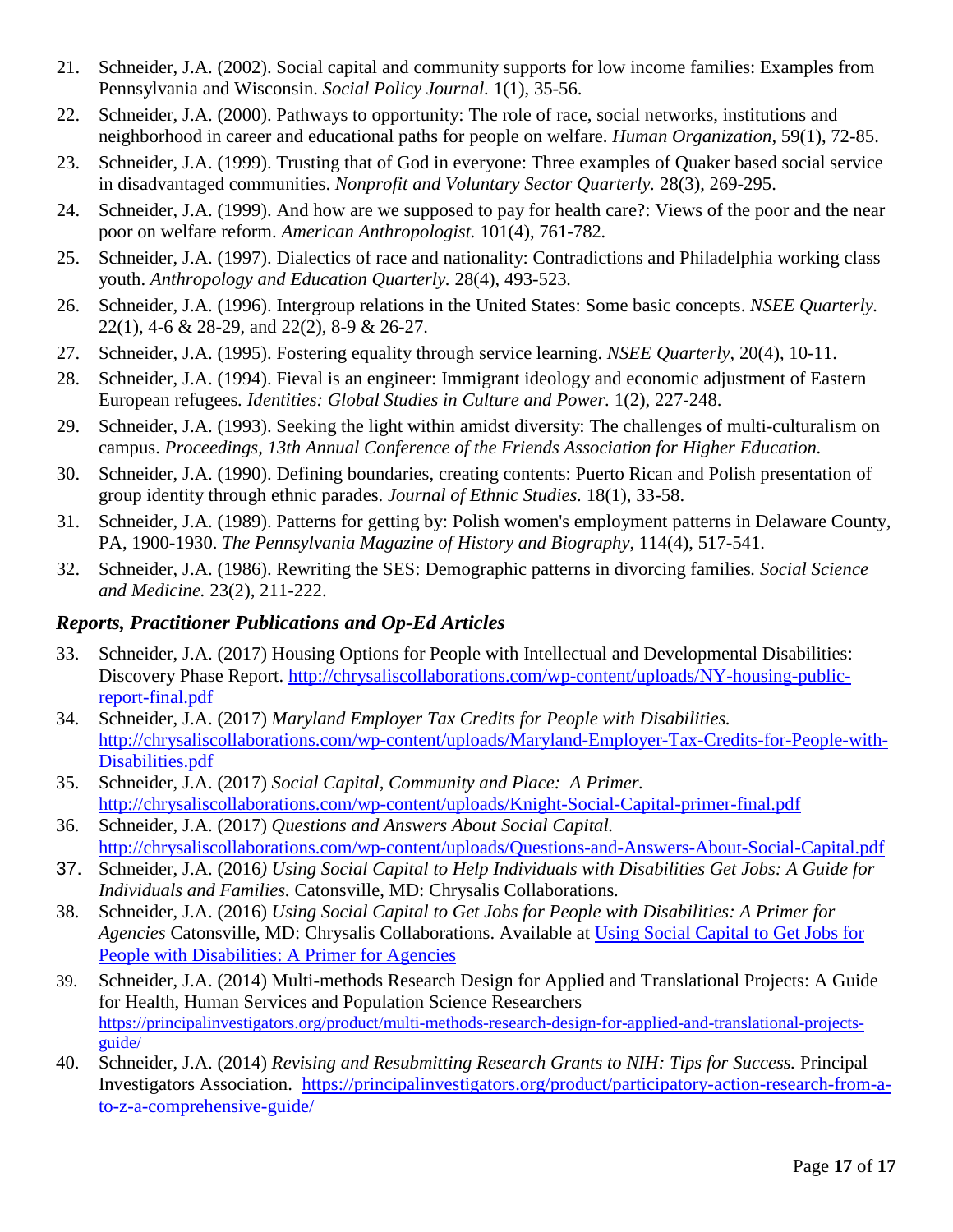21. Schneider, J.A. (2002). Social capital and community supports for low income families: Examples from Pennsylvania and Wisconsin. *Social Policy Journal.* 1(1), 35-56.
22. Schneider, J.A. (2000). Pathways to opportunity: The role of race, social networks, institutions and neighborhood in career and educational paths for people on welfare. *Human Organization*, 59(1), 72-85.
23. Schneider, J.A. (1999). Trusting that of God in everyone: Three examples of Quaker based social service in disadvantaged communities. *Nonprofit and Voluntary Sector Quarterly.* 28(3), 269-295.
24. Schneider, J.A. (1999). And how are we supposed to pay for health care?: Views of the poor and the near poor on welfare reform. *American Anthropologist.* 101(4), 761-782.
25. Schneider, J.A. (1997). Dialectics of race and nationality: Contradictions and Philadelphia working class youth. *Anthropology and Education Quarterly.* 28(4), 493-523.
26. Schneider, J.A. (1996). Intergroup relations in the United States: Some basic concepts. *NSEE Quarterly.* 22(1), 4-6 & 28-29, and 22(2), 8-9 & 26-27.
27. Schneider, J.A. (1995). Fostering equality through service learning. *NSEE Quarterly*, 20(4), 10-11.
28. Schneider, J.A. (1994). Fieval is an engineer: Immigrant ideology and economic adjustment of Eastern European refugees. *Identities: Global Studies in Culture and Power.* 1(2), 227-248.
29. Schneider, J.A. (1993). Seeking the light within amidst diversity: The challenges of multi-culturalism on campus. *Proceedings, 13th Annual Conference of the Friends Association for Higher Education.*
30. Schneider, J.A. (1990). Defining boundaries, creating contents: Puerto Rican and Polish presentation of group identity through ethnic parades. *Journal of Ethnic Studies.* 18(1), 33-58.
31. Schneider, J.A. (1989). Patterns for getting by: Polish women's employment patterns in Delaware County, PA, 1900-1930. *The Pennsylvania Magazine of History and Biography*, 114(4), 517-541.
32. Schneider, J.A. (1986). Rewriting the SES: Demographic patterns in divorcing families. *Social Science and Medicine.* 23(2), 211-222.

### *Reports, Practitioner Publications and Op-Ed Articles*

33. Schneider, J.A. (2017) Housing Options for People with Intellectual and Developmental Disabilities: Discovery Phase Report. http://chrysaliscollaborations.com/wp-content/uploads/NY-housing-public-report-final.pdf
34. Schneider, J.A. (2017) *Maryland Employer Tax Credits for People with Disabilities.* http://chrysaliscollaborations.com/wp-content/uploads/Maryland-Employer-Tax-Credits-for-People-with-Disabilities.pdf
35. Schneider, J.A. (2017) *Social Capital, Community and Place: A Primer.* http://chrysaliscollaborations.com/wp-content/uploads/Knight-Social-Capital-primer-final.pdf
36. Schneider, J.A. (2017) *Questions and Answers About Social Capital.* http://chrysaliscollaborations.com/wp-content/uploads/Questions-and-Answers-About-Social-Capital.pdf
37. Schneider, J.A. (2016*) Using Social Capital to Help Individuals with Disabilities Get Jobs: A Guide for Individuals and Families.* Catonsville, MD: Chrysalis Collaborations.
38. Schneider, J.A. (2016) *Using Social Capital to Get Jobs for People with Disabilities: A Primer for Agencies* Catonsville, MD: Chrysalis Collaborations. Available at Using Social Capital to Get Jobs for People with Disabilities: A Primer for Agencies
39. Schneider, J.A. (2014) Multi-methods Research Design for Applied and Translational Projects: A Guide for Health, Human Services and Population Science Researchers https://principalinvestigators.org/product/multi-methods-research-design-for-applied-and-translational-projects-guide/
40. Schneider, J.A. (2014) *Revising and Resubmitting Research Grants to NIH: Tips for Success.* Principal Investigators Association. https://principalinvestigators.org/product/participatory-action-research-from-a-to-z-a-comprehensive-guide/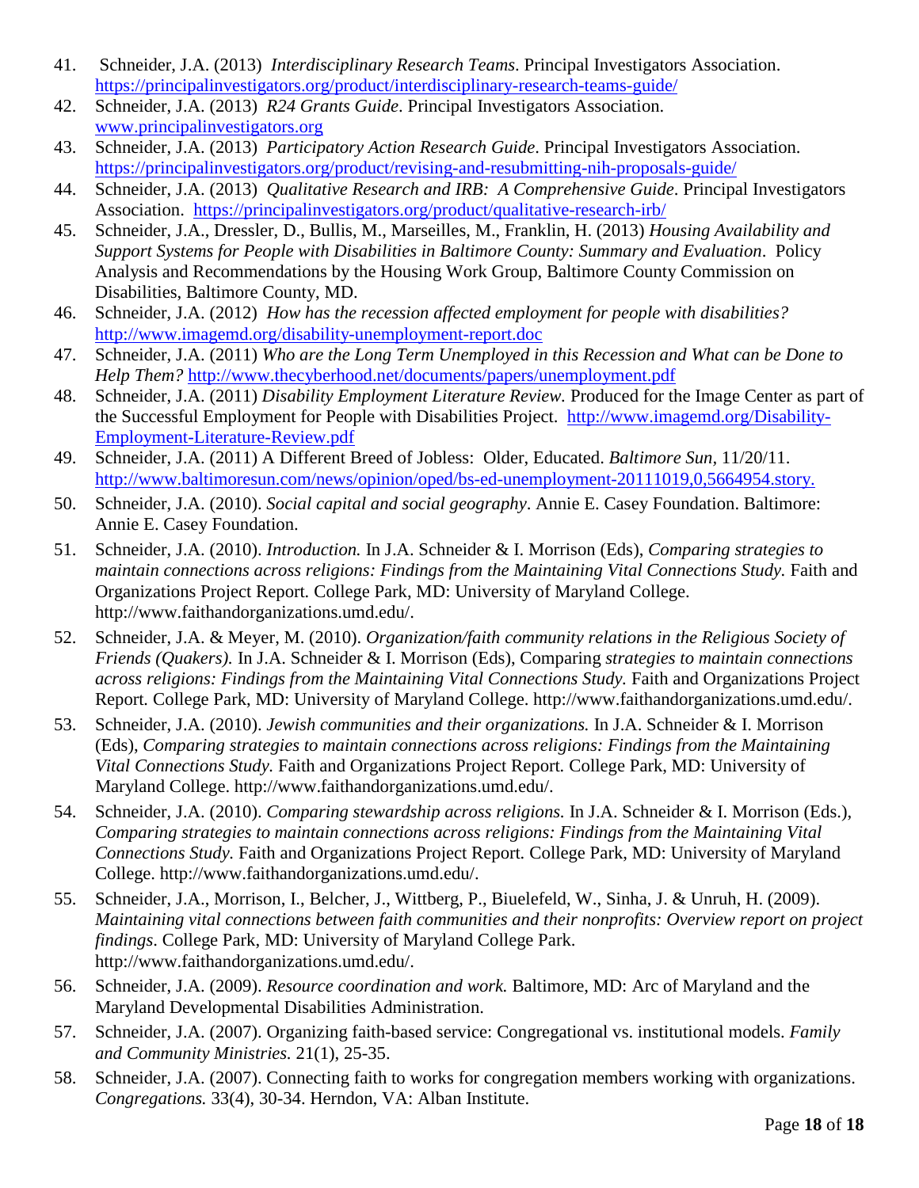41. Schneider, J.A. (2013) *Interdisciplinary Research Teams*. Principal Investigators Association. https://principalinvestigators.org/product/interdisciplinary-research-teams-guide/
42. Schneider, J.A. (2013) *R24 Grants Guide*. Principal Investigators Association. www.principalinvestigators.org
43. Schneider, J.A. (2013) *Participatory Action Research Guide*. Principal Investigators Association. https://principalinvestigators.org/product/revising-and-resubmitting-nih-proposals-guide/
44. Schneider, J.A. (2013) *Qualitative Research and IRB: A Comprehensive Guide*. Principal Investigators Association. https://principalinvestigators.org/product/qualitative-research-irb/
45. Schneider, J.A., Dressler, D., Bullis, M., Marseilles, M., Franklin, H. (2013) *Housing Availability and Support Systems for People with Disabilities in Baltimore County: Summary and Evaluation*. Policy Analysis and Recommendations by the Housing Work Group, Baltimore County Commission on Disabilities, Baltimore County, MD.
46. Schneider, J.A. (2012) *How has the recession affected employment for people with disabilities?* http://www.imagemd.org/disability-unemployment-report.doc
47. Schneider, J.A. (2011) *Who are the Long Term Unemployed in this Recession and What can be Done to Help Them?* http://www.thecyberhood.net/documents/papers/unemployment.pdf
48. Schneider, J.A. (2011) *Disability Employment Literature Review.* Produced for the Image Center as part of the Successful Employment for People with Disabilities Project. http://www.imagemd.org/Disability-Employment-Literature-Review.pdf
49. Schneider, J.A. (2011) A Different Breed of Jobless: Older, Educated. *Baltimore Sun*, 11/20/11. http://www.baltimoresun.com/news/opinion/oped/bs-ed-unemployment-20111019,0,5664954.story.
50. Schneider, J.A. (2010). *Social capital and social geography*. Annie E. Casey Foundation. Baltimore: Annie E. Casey Foundation.
51. Schneider, J.A. (2010). *Introduction.* In J.A. Schneider & I. Morrison (Eds), *Comparing strategies to maintain connections across religions: Findings from the Maintaining Vital Connections Study.* Faith and Organizations Project Report. College Park, MD: University of Maryland College. http://www.faithandorganizations.umd.edu/.
52. Schneider, J.A. & Meyer, M. (2010). *Organization/faith community relations in the Religious Society of Friends (Quakers).* In J.A. Schneider & I. Morrison (Eds), Comparing *strategies to maintain connections across religions: Findings from the Maintaining Vital Connections Study.* Faith and Organizations Project Report. College Park, MD: University of Maryland College. http://www.faithandorganizations.umd.edu/.
53. Schneider, J.A. (2010). *Jewish communities and their organizations.* In J.A. Schneider & I. Morrison (Eds), *Comparing strategies to maintain connections across religions: Findings from the Maintaining Vital Connections Study.* Faith and Organizations Project Report. College Park, MD: University of Maryland College. http://www.faithandorganizations.umd.edu/.
54. Schneider, J.A. (2010). *Comparing stewardship across religions.* In J.A. Schneider & I. Morrison (Eds.), *Comparing strategies to maintain connections across religions: Findings from the Maintaining Vital Connections Study.* Faith and Organizations Project Report. College Park, MD: University of Maryland College. http://www.faithandorganizations.umd.edu/.
55. Schneider, J.A., Morrison, I., Belcher, J., Wittberg, P., Biuelefeld, W., Sinha, J. & Unruh, H. (2009). *Maintaining vital connections between faith communities and their nonprofits: Overview report on project findings*. College Park, MD: University of Maryland College Park. http://www.faithandorganizations.umd.edu/.
56. Schneider, J.A. (2009). *Resource coordination and work.* Baltimore, MD: Arc of Maryland and the Maryland Developmental Disabilities Administration.
57. Schneider, J.A. (2007). Organizing faith-based service: Congregational vs. institutional models. *Family and Community Ministries.* 21(1), 25-35.
58. Schneider, J.A. (2007). Connecting faith to works for congregation members working with organizations. *Congregations.* 33(4), 30-34. Herndon, VA: Alban Institute.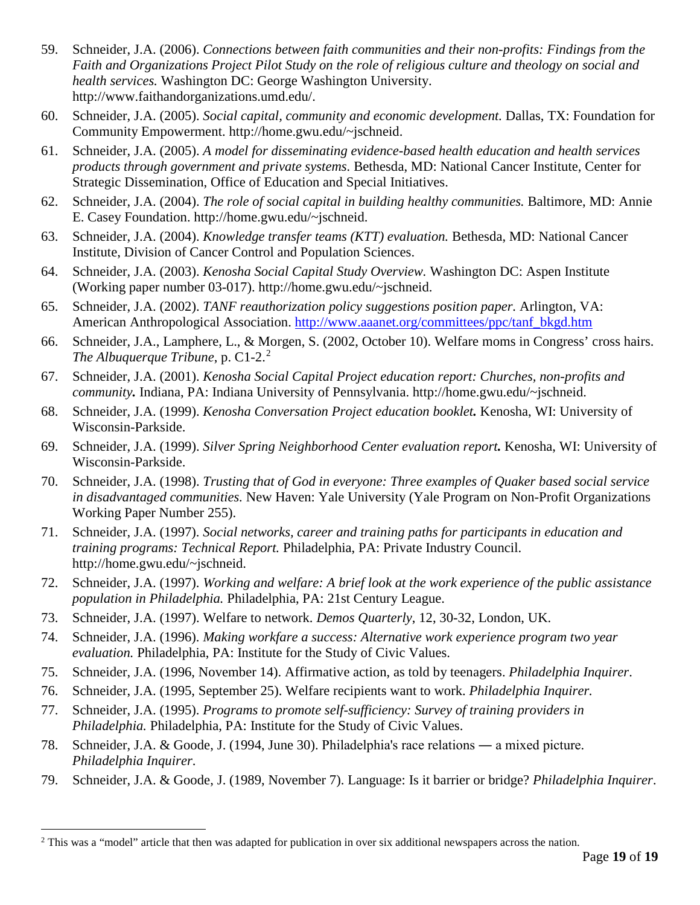59. Schneider, J.A. (2006). *Connections between faith communities and their non-profits: Findings from the Faith and Organizations Project Pilot Study on the role of religious culture and theology on social and health services.* Washington DC: George Washington University. http://www.faithandorganizations.umd.edu/.
60. Schneider, J.A. (2005). *Social capital, community and economic development.* Dallas, TX: Foundation for Community Empowerment. http://home.gwu.edu/~jschneid.
61. Schneider, J.A. (2005). *A model for disseminating evidence-based health education and health services products through government and private systems*. Bethesda, MD: National Cancer Institute, Center for Strategic Dissemination, Office of Education and Special Initiatives.
62. Schneider, J.A. (2004). *The role of social capital in building healthy communities.* Baltimore, MD: Annie E. Casey Foundation. http://home.gwu.edu/~jschneid.
63. Schneider, J.A. (2004). *Knowledge transfer teams (KTT) evaluation.* Bethesda, MD: National Cancer Institute, Division of Cancer Control and Population Sciences.
64. Schneider, J.A. (2003). *Kenosha Social Capital Study Overview.* Washington DC: Aspen Institute (Working paper number 03-017). http://home.gwu.edu/~jschneid.
65. Schneider, J.A. (2002). *TANF reauthorization policy suggestions position paper.* Arlington, VA: American Anthropological Association. [http://www.aaanet.org/committees/ppc/tanf_bkgd.htm](http://www.aaanet.org/committees/ppc/tanf_bkgd.htm)
66. Schneider, J.A., Lamphere, L., & Morgen, S. (2002, October 10). Welfare moms in Congress' cross hairs. *The Albuquerque Tribune*, p. C1-2.[2]
67. Schneider, J.A. (2001). *Kenosha Social Capital Project education report: Churches, non-profits and community.* Indiana, PA: Indiana University of Pennsylvania. http://home.gwu.edu/~jschneid.
68. Schneider, J.A. (1999). *Kenosha Conversation Project education booklet.* Kenosha, WI: University of Wisconsin-Parkside.
69. Schneider, J.A. (1999). *Silver Spring Neighborhood Center evaluation report.* Kenosha, WI: University of Wisconsin-Parkside.
70. Schneider, J.A. (1998). *Trusting that of God in everyone: Three examples of Quaker based social service in disadvantaged communities.* New Haven: Yale University (Yale Program on Non-Profit Organizations Working Paper Number 255).
71. Schneider, J.A. (1997). *Social networks, career and training paths for participants in education and training programs: Technical Report.* Philadelphia, PA: Private Industry Council. http://home.gwu.edu/~jschneid.
72. Schneider, J.A. (1997). *Working and welfare: A brief look at the work experience of the public assistance population in Philadelphia.* Philadelphia, PA: 21st Century League.
73. Schneider, J.A. (1997). Welfare to network. *Demos Quarterly*, 12, 30-32, London, UK.
74. Schneider, J.A. (1996). *Making workfare a success: Alternative work experience program two year evaluation.* Philadelphia, PA: Institute for the Study of Civic Values.
75. Schneider, J.A. (1996, November 14). Affirmative action, as told by teenagers. *Philadelphia Inquirer*.
76. Schneider, J.A. (1995, September 25). Welfare recipients want to work. *Philadelphia Inquirer.*
77. Schneider, J.A. (1995). *Programs to promote self-sufficiency: Survey of training providers in Philadelphia.* Philadelphia, PA: Institute for the Study of Civic Values.
78. Schneider, J.A. & Goode, J. (1994, June 30). Philadelphia's race relations — a mixed picture. *Philadelphia Inquirer*.
79. Schneider, J.A. & Goode, J. (1989, November 7). Language: Is it barrier or bridge? *Philadelphia Inquirer*.

---

[2] This was a "model" article that then was adapted for publication in over six additional newspapers across the nation.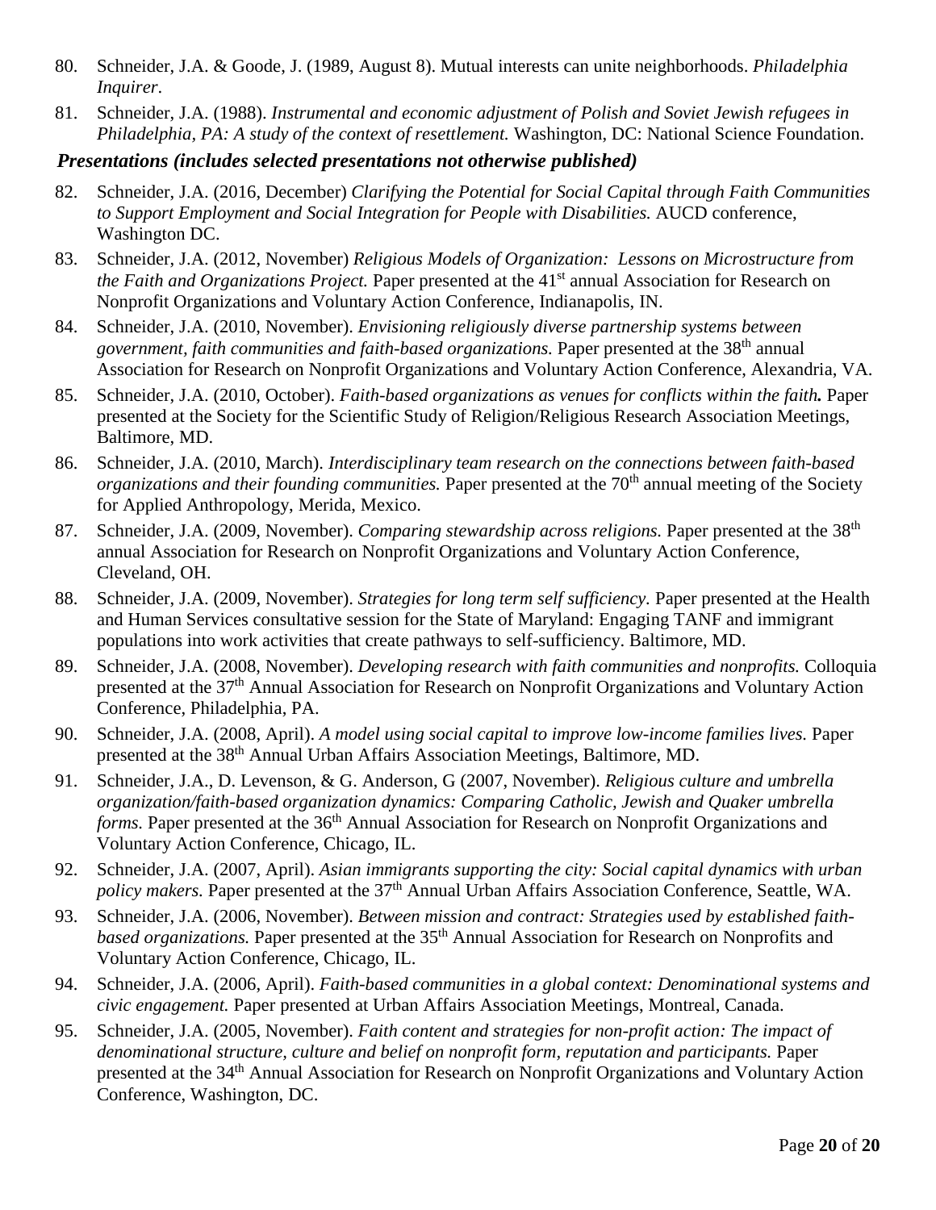80. Schneider, J.A. & Goode, J. (1989, August 8). Mutual interests can unite neighborhoods. *Philadelphia Inquirer*.
81. Schneider, J.A. (1988). *Instrumental and economic adjustment of Polish and Soviet Jewish refugees in Philadelphia, PA: A study of the context of resettlement.* Washington, DC: National Science Foundation.

### *Presentations (includes selected presentations not otherwise published)*

82. Schneider, J.A. (2016, December) *Clarifying the Potential for Social Capital through Faith Communities to Support Employment and Social Integration for People with Disabilities.* AUCD conference, Washington DC.
83. Schneider, J.A. (2012, November) *Religious Models of Organization: Lessons on Microstructure from the Faith and Organizations Project.* Paper presented at the 41st annual Association for Research on Nonprofit Organizations and Voluntary Action Conference, Indianapolis, IN.
84. Schneider, J.A. (2010, November). *Envisioning religiously diverse partnership systems between government, faith communities and faith-based organizations.* Paper presented at the 38th annual Association for Research on Nonprofit Organizations and Voluntary Action Conference, Alexandria, VA.
85. Schneider, J.A. (2010, October). *Faith-based organizations as venues for conflicts within the faith.* Paper presented at the Society for the Scientific Study of Religion/Religious Research Association Meetings, Baltimore, MD.
86. Schneider, J.A. (2010, March). *Interdisciplinary team research on the connections between faith-based organizations and their founding communities.* Paper presented at the 70th annual meeting of the Society for Applied Anthropology, Merida, Mexico.
87. Schneider, J.A. (2009, November). *Comparing stewardship across religions.* Paper presented at the 38th annual Association for Research on Nonprofit Organizations and Voluntary Action Conference, Cleveland, OH.
88. Schneider, J.A. (2009, November). *Strategies for long term self sufficiency.* Paper presented at the Health and Human Services consultative session for the State of Maryland: Engaging TANF and immigrant populations into work activities that create pathways to self-sufficiency. Baltimore, MD.
89. Schneider, J.A. (2008, November). *Developing research with faith communities and nonprofits.* Colloquia presented at the 37th Annual Association for Research on Nonprofit Organizations and Voluntary Action Conference, Philadelphia, PA.
90. Schneider, J.A. (2008, April). *A model using social capital to improve low-income families lives.* Paper presented at the 38th Annual Urban Affairs Association Meetings, Baltimore, MD.
91. Schneider, J.A., D. Levenson, & G. Anderson, G (2007, November). *Religious culture and umbrella organization/faith-based organization dynamics: Comparing Catholic, Jewish and Quaker umbrella forms.* Paper presented at the 36th Annual Association for Research on Nonprofit Organizations and Voluntary Action Conference, Chicago, IL.
92. Schneider, J.A. (2007, April). *Asian immigrants supporting the city: Social capital dynamics with urban policy makers.* Paper presented at the 37th Annual Urban Affairs Association Conference, Seattle, WA.
93. Schneider, J.A. (2006, November). *Between mission and contract: Strategies used by established faith-based organizations.* Paper presented at the 35th Annual Association for Research on Nonprofits and Voluntary Action Conference, Chicago, IL.
94. Schneider, J.A. (2006, April). *Faith-based communities in a global context: Denominational systems and civic engagement.* Paper presented at Urban Affairs Association Meetings, Montreal, Canada.
95. Schneider, J.A. (2005, November). *Faith content and strategies for non-profit action: The impact of denominational structure, culture and belief on nonprofit form, reputation and participants.* Paper presented at the 34th Annual Association for Research on Nonprofit Organizations and Voluntary Action Conference, Washington, DC.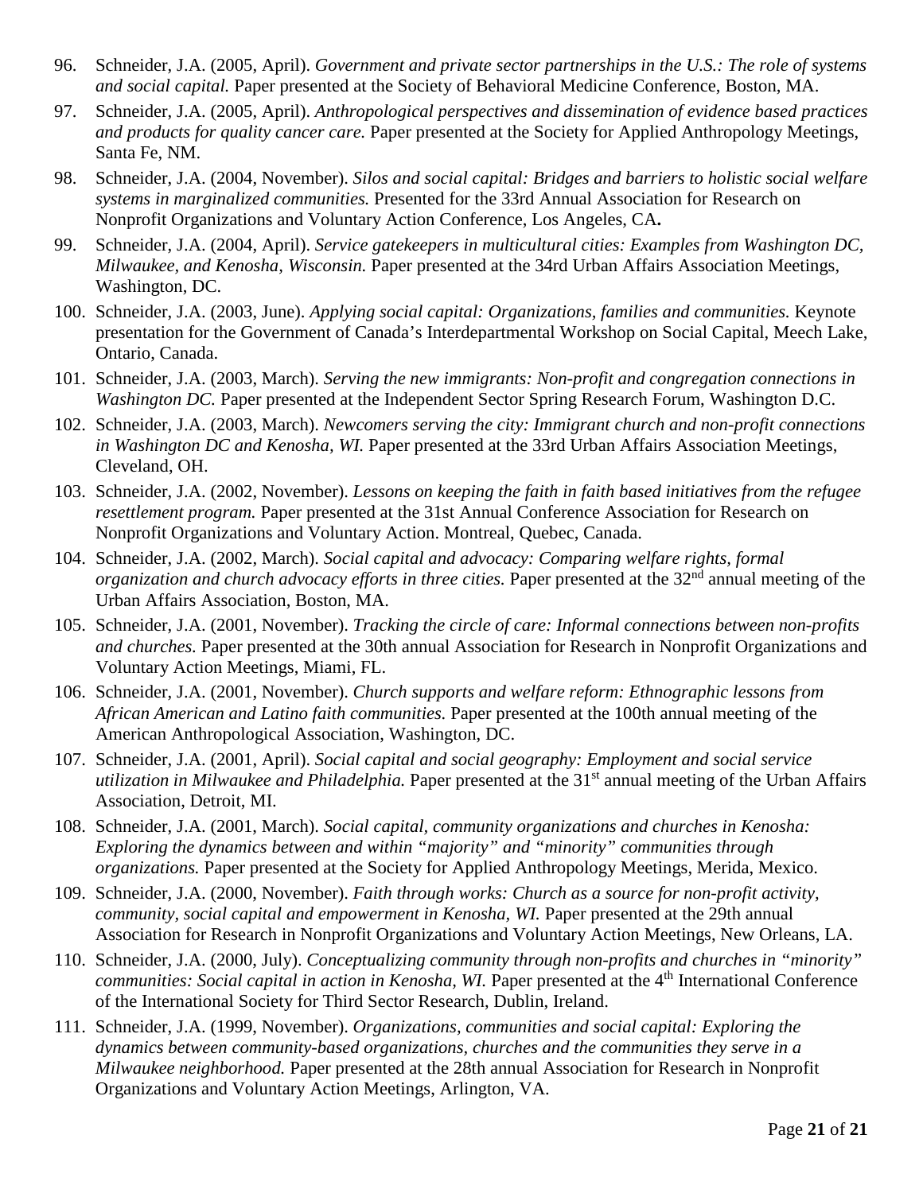96. Schneider, J.A. (2005, April). *Government and private sector partnerships in the U.S.: The role of systems and social capital.* Paper presented at the Society of Behavioral Medicine Conference, Boston, MA.
97. Schneider, J.A. (2005, April). *Anthropological perspectives and dissemination of evidence based practices and products for quality cancer care.* Paper presented at the Society for Applied Anthropology Meetings, Santa Fe, NM.
98. Schneider, J.A. (2004, November). *Silos and social capital: Bridges and barriers to holistic social welfare systems in marginalized communities.* Presented for the 33rd Annual Association for Research on Nonprofit Organizations and Voluntary Action Conference, Los Angeles, CA**.**
99. Schneider, J.A. (2004, April). *Service gatekeepers in multicultural cities: Examples from Washington DC, Milwaukee, and Kenosha, Wisconsin.* Paper presented at the 34rd Urban Affairs Association Meetings, Washington, DC.
100. Schneider, J.A. (2003, June). *Applying social capital: Organizations, families and communities.* Keynote presentation for the Government of Canada's Interdepartmental Workshop on Social Capital, Meech Lake, Ontario, Canada.
101. Schneider, J.A. (2003, March). *Serving the new immigrants: Non-profit and congregation connections in Washington DC.* Paper presented at the Independent Sector Spring Research Forum, Washington D.C.
102. Schneider, J.A. (2003, March). *Newcomers serving the city: Immigrant church and non-profit connections in Washington DC and Kenosha, WI.* Paper presented at the 33rd Urban Affairs Association Meetings, Cleveland, OH.
103. Schneider, J.A. (2002, November). *Lessons on keeping the faith in faith based initiatives from the refugee resettlement program.* Paper presented at the 31st Annual Conference Association for Research on Nonprofit Organizations and Voluntary Action. Montreal, Quebec, Canada.
104. Schneider, J.A. (2002, March). *Social capital and advocacy: Comparing welfare rights, formal organization and church advocacy efforts in three cities.* Paper presented at the 32nd annual meeting of the Urban Affairs Association, Boston, MA.
105. Schneider, J.A. (2001, November). *Tracking the circle of care: Informal connections between non-profits and churches.* Paper presented at the 30th annual Association for Research in Nonprofit Organizations and Voluntary Action Meetings, Miami, FL.
106. Schneider, J.A. (2001, November). *Church supports and welfare reform: Ethnographic lessons from African American and Latino faith communities.* Paper presented at the 100th annual meeting of the American Anthropological Association, Washington, DC.
107. Schneider, J.A. (2001, April). *Social capital and social geography: Employment and social service utilization in Milwaukee and Philadelphia.* Paper presented at the 31st annual meeting of the Urban Affairs Association, Detroit, MI.
108. Schneider, J.A. (2001, March). *Social capital, community organizations and churches in Kenosha: Exploring the dynamics between and within "majority" and "minority" communities through organizations.* Paper presented at the Society for Applied Anthropology Meetings, Merida, Mexico.
109. Schneider, J.A. (2000, November). *Faith through works: Church as a source for non-profit activity, community, social capital and empowerment in Kenosha, WI.* Paper presented at the 29th annual Association for Research in Nonprofit Organizations and Voluntary Action Meetings, New Orleans, LA.
110. Schneider, J.A. (2000, July). *Conceptualizing community through non-profits and churches in "minority" communities: Social capital in action in Kenosha, WI.* Paper presented at the 4th International Conference of the International Society for Third Sector Research, Dublin, Ireland.
111. Schneider, J.A. (1999, November). *Organizations, communities and social capital: Exploring the dynamics between community-based organizations, churches and the communities they serve in a Milwaukee neighborhood.* Paper presented at the 28th annual Association for Research in Nonprofit Organizations and Voluntary Action Meetings, Arlington, VA.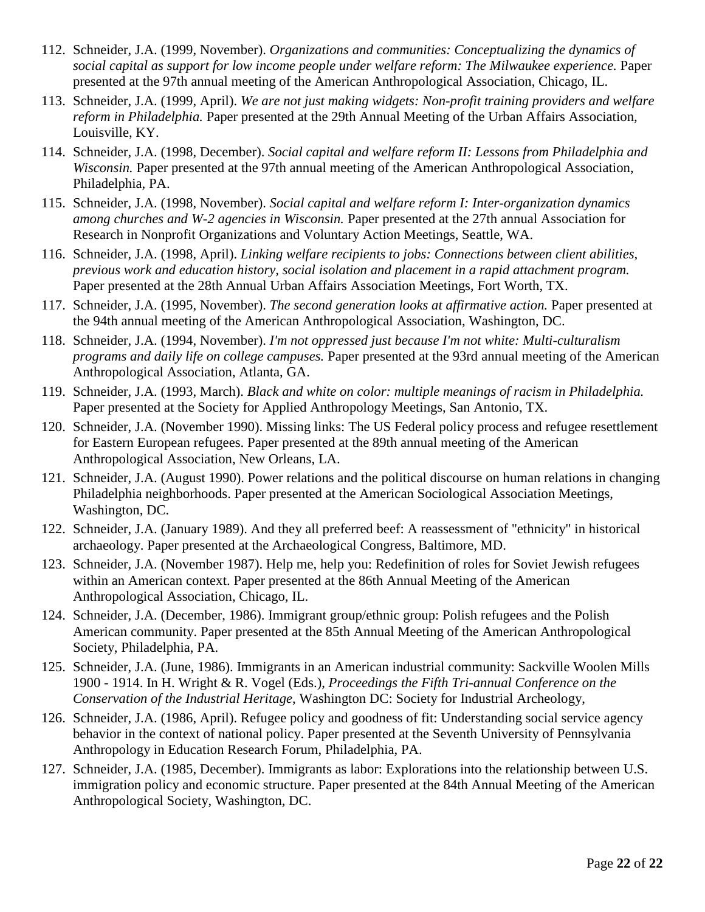112. Schneider, J.A. (1999, November). *Organizations and communities: Conceptualizing the dynamics of social capital as support for low income people under welfare reform: The Milwaukee experience.* Paper presented at the 97th annual meeting of the American Anthropological Association, Chicago, IL.
113. Schneider, J.A. (1999, April). *We are not just making widgets: Non-profit training providers and welfare reform in Philadelphia.* Paper presented at the 29th Annual Meeting of the Urban Affairs Association, Louisville, KY.
114. Schneider, J.A. (1998, December). *Social capital and welfare reform II: Lessons from Philadelphia and Wisconsin.* Paper presented at the 97th annual meeting of the American Anthropological Association, Philadelphia, PA.
115. Schneider, J.A. (1998, November). *Social capital and welfare reform I: Inter-organization dynamics among churches and W-2 agencies in Wisconsin.* Paper presented at the 27th annual Association for Research in Nonprofit Organizations and Voluntary Action Meetings, Seattle, WA.
116. Schneider, J.A. (1998, April). *Linking welfare recipients to jobs: Connections between client abilities, previous work and education history, social isolation and placement in a rapid attachment program.* Paper presented at the 28th Annual Urban Affairs Association Meetings, Fort Worth, TX.
117. Schneider, J.A. (1995, November). *The second generation looks at affirmative action.* Paper presented at the 94th annual meeting of the American Anthropological Association, Washington, DC.
118. Schneider, J.A. (1994, November). *I'm not oppressed just because I'm not white: Multi-culturalism programs and daily life on college campuses.* Paper presented at the 93rd annual meeting of the American Anthropological Association, Atlanta, GA.
119. Schneider, J.A. (1993, March). *Black and white on color: multiple meanings of racism in Philadelphia.* Paper presented at the Society for Applied Anthropology Meetings, San Antonio, TX.
120. Schneider, J.A. (November 1990). Missing links: The US Federal policy process and refugee resettlement for Eastern European refugees. Paper presented at the 89th annual meeting of the American Anthropological Association, New Orleans, LA.
121. Schneider, J.A. (August 1990). Power relations and the political discourse on human relations in changing Philadelphia neighborhoods. Paper presented at the American Sociological Association Meetings, Washington, DC.
122. Schneider, J.A. (January 1989). And they all preferred beef: A reassessment of "ethnicity" in historical archaeology. Paper presented at the Archaeological Congress, Baltimore, MD.
123. Schneider, J.A. (November 1987). Help me, help you: Redefinition of roles for Soviet Jewish refugees within an American context. Paper presented at the 86th Annual Meeting of the American Anthropological Association, Chicago, IL.
124. Schneider, J.A. (December, 1986). Immigrant group/ethnic group: Polish refugees and the Polish American community. Paper presented at the 85th Annual Meeting of the American Anthropological Society, Philadelphia, PA.
125. Schneider, J.A. (June, 1986). Immigrants in an American industrial community: Sackville Woolen Mills 1900 - 1914. In H. Wright & R. Vogel (Eds.), *Proceedings the Fifth Tri-annual Conference on the Conservation of the Industrial Heritage*, Washington DC: Society for Industrial Archeology,
126. Schneider, J.A. (1986, April). Refugee policy and goodness of fit: Understanding social service agency behavior in the context of national policy. Paper presented at the Seventh University of Pennsylvania Anthropology in Education Research Forum, Philadelphia, PA.
127. Schneider, J.A. (1985, December). Immigrants as labor: Explorations into the relationship between U.S. immigration policy and economic structure. Paper presented at the 84th Annual Meeting of the American Anthropological Society, Washington, DC.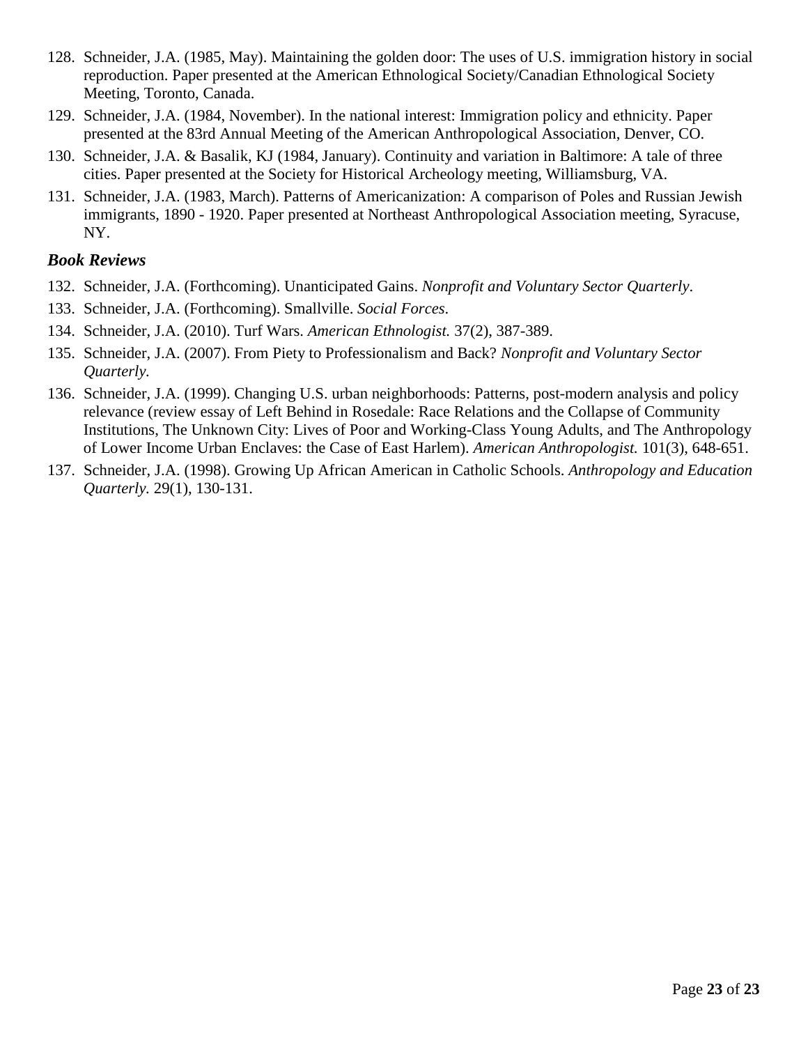128. Schneider, J.A. (1985, May). Maintaining the golden door: The uses of U.S. immigration history in social reproduction. Paper presented at the American Ethnological Society/Canadian Ethnological Society Meeting, Toronto, Canada.
129. Schneider, J.A. (1984, November). In the national interest: Immigration policy and ethnicity. Paper presented at the 83rd Annual Meeting of the American Anthropological Association, Denver, CO.
130. Schneider, J.A. & Basalik, KJ (1984, January). Continuity and variation in Baltimore: A tale of three cities. Paper presented at the Society for Historical Archeology meeting, Williamsburg, VA.
131. Schneider, J.A. (1983, March). Patterns of Americanization: A comparison of Poles and Russian Jewish immigrants, 1890 - 1920. Paper presented at Northeast Anthropological Association meeting, Syracuse, NY.

### *Book Reviews*

132. Schneider, J.A. (Forthcoming). Unanticipated Gains. *Nonprofit and Voluntary Sector Quarterly*.
133. Schneider, J.A. (Forthcoming). Smallville. *Social Forces*.
134. Schneider, J.A. (2010). Turf Wars. *American Ethnologist.* 37(2), 387-389.
135. Schneider, J.A. (2007). From Piety to Professionalism and Back? *Nonprofit and Voluntary Sector Quarterly.*
136. Schneider, J.A. (1999). Changing U.S. urban neighborhoods: Patterns, post-modern analysis and policy relevance (review essay of Left Behind in Rosedale: Race Relations and the Collapse of Community Institutions, The Unknown City: Lives of Poor and Working-Class Young Adults, and The Anthropology of Lower Income Urban Enclaves: the Case of East Harlem). *American Anthropologist.* 101(3), 648-651.
137. Schneider, J.A. (1998). Growing Up African American in Catholic Schools. *Anthropology and Education Quarterly.* 29(1), 130-131.